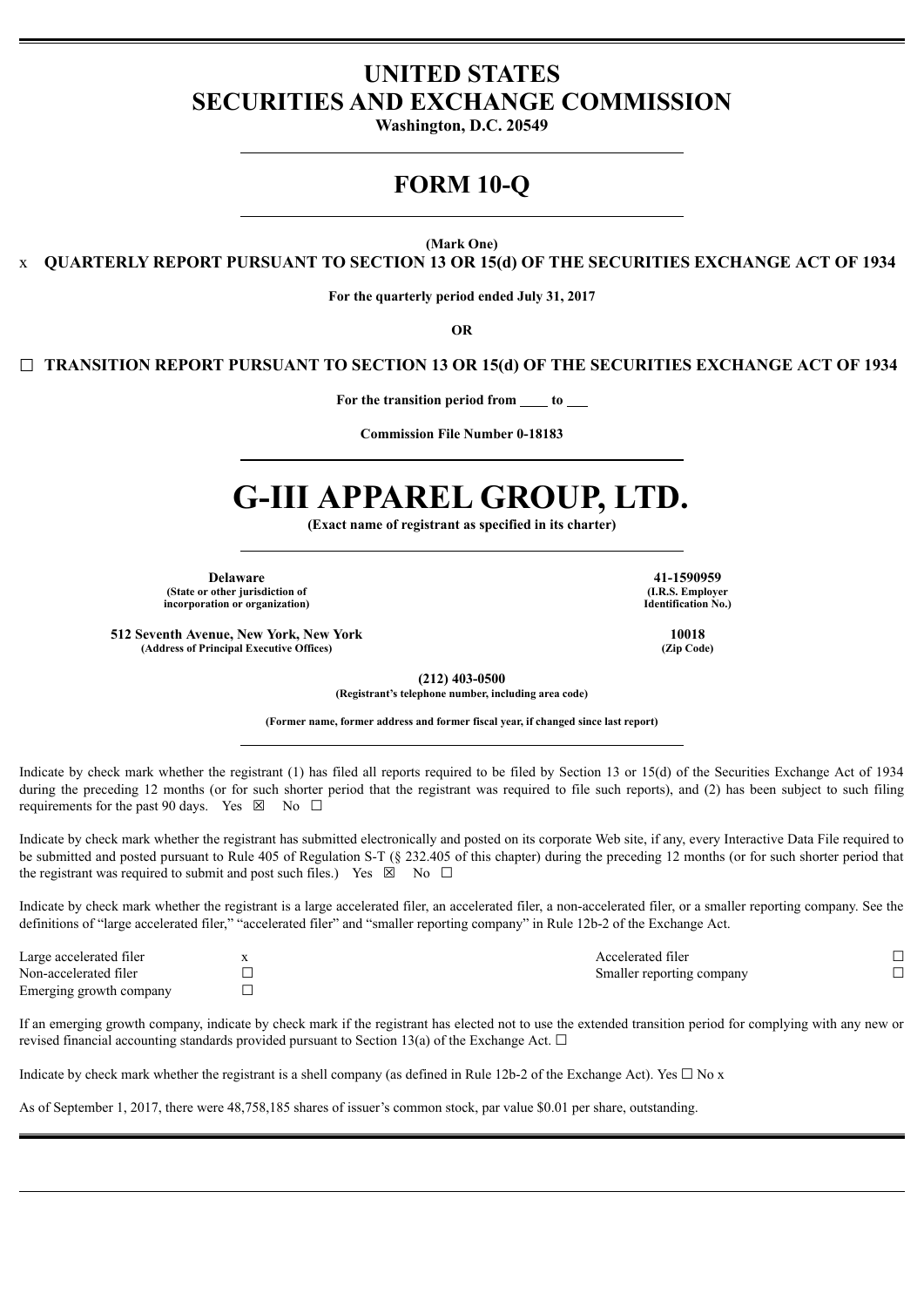# UNITED STATES
# SECURITIES AND EXCHANGE COMMISSION

**Washington, D.C. 20549**

## FORM 10-Q

**(Mark One)**

x **QUARTERLY REPORT PURSUANT TO SECTION 13 OR 15(d) OF THE SECURITIES EXCHANGE ACT OF 1934**

**For the quarterly period ended July 31, 2017**

**OR**

☐ **TRANSITION REPORT PURSUANT TO SECTION 13 OR 15(d) OF THE SECURITIES EXCHANGE ACT OF 1934**

**For the transition period from \_\_\_\_ to \_\_\_**

**Commission File Number 0-18183**

# G-III APPAREL GROUP, LTD.

**(Exact name of registrant as specified in its charter)**

| | |
|---|---|
| **Delaware**<br>**(State or other jurisdiction of incorporation or organization)** | **41-1590959**<br>**(I.R.S. Employer Identification No.)** |
| **512 Seventh Avenue, New York, New York**<br>**(Address of Principal Executive Offices)** | **10018**<br>**(Zip Code)** |

**(212) 403-0500**
**(Registrant's telephone number, including area code)**

**(Former name, former address and former fiscal year, if changed since last report)**

Indicate by check mark whether the registrant (1) has filed all reports required to be filed by Section 13 or 15(d) of the Securities Exchange Act of 1934 during the preceding 12 months (or for such shorter period that the registrant was required to file such reports), and (2) has been subject to such filing requirements for the past 90 days. Yes ☒ No ☐

Indicate by check mark whether the registrant has submitted electronically and posted on its corporate Web site, if any, every Interactive Data File required to be submitted and posted pursuant to Rule 405 of Regulation S-T (§ 232.405 of this chapter) during the preceding 12 months (or for such shorter period that the registrant was required to submit and post such files.) Yes ☒ No ☐

Indicate by check mark whether the registrant is a large accelerated filer, an accelerated filer, a non-accelerated filer, or a smaller reporting company. See the definitions of "large accelerated filer," "accelerated filer" and "smaller reporting company" in Rule 12b-2 of the Exchange Act.

| | | | |
|---|---|---|---|
| Large accelerated filer | x | Accelerated filer | ☐ |
| Non-accelerated filer | ☐ | Smaller reporting company | ☐ |
| Emerging growth company | ☐ | | |

If an emerging growth company, indicate by check mark if the registrant has elected not to use the extended transition period for complying with any new or revised financial accounting standards provided pursuant to Section 13(a) of the Exchange Act. ☐

Indicate by check mark whether the registrant is a shell company (as defined in Rule 12b-2 of the Exchange Act). Yes ☐ No x

As of September 1, 2017, there were 48,758,185 shares of issuer's common stock, par value $0.01 per share, outstanding.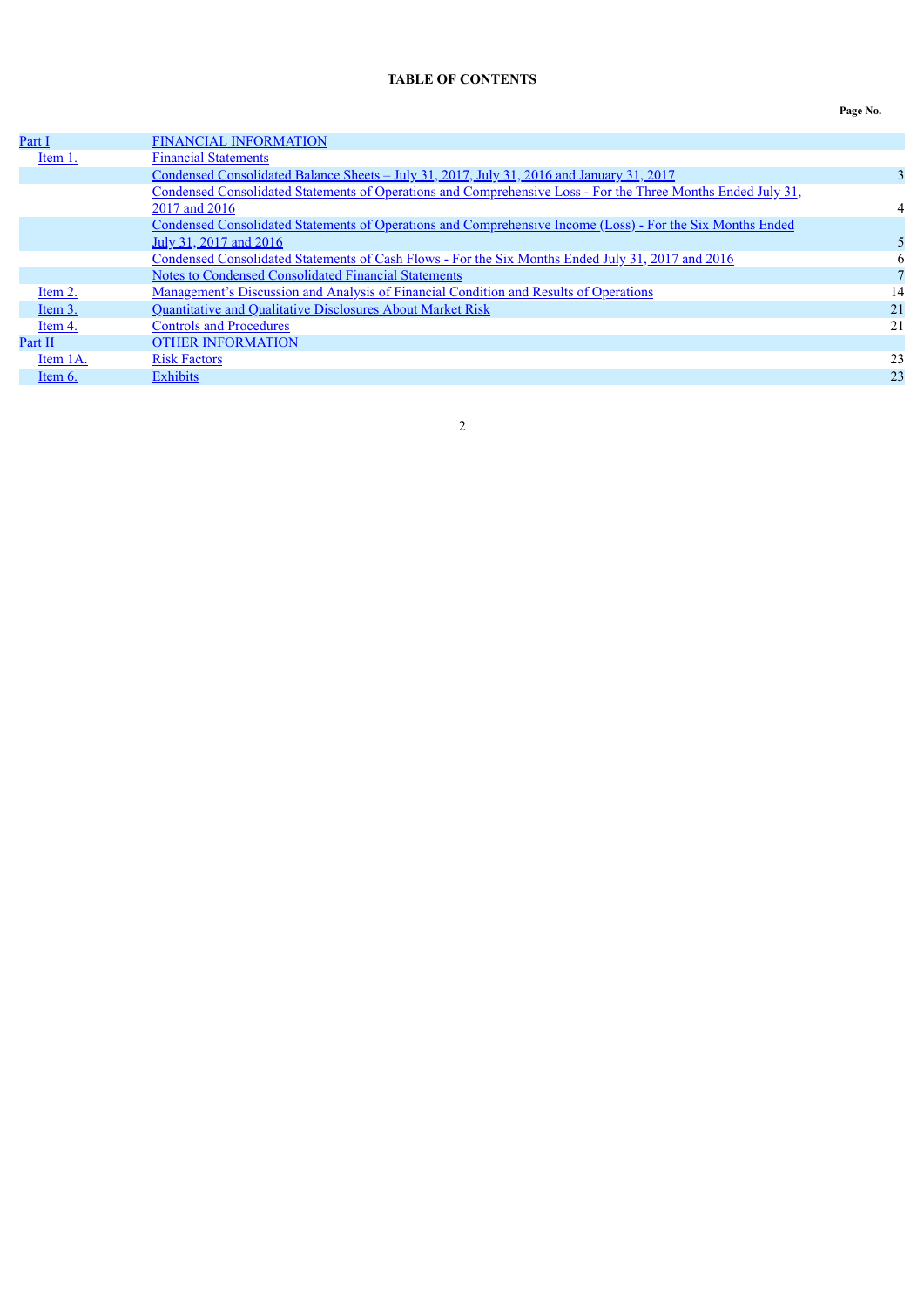**TABLE OF CONTENTS**

| | | Page No. |
|---|---|---|
| Part I | FINANCIAL INFORMATION | |
| Item 1. | Financial Statements | |
| | Condensed Consolidated Balance Sheets – July 31, 2017, July 31, 2016 and January 31, 2017 | 3 |
| | Condensed Consolidated Statements of Operations and Comprehensive Loss - For the Three Months Ended July 31, 2017 and 2016 | 4 |
| | Condensed Consolidated Statements of Operations and Comprehensive Income (Loss) - For the Six Months Ended July 31, 2017 and 2016 | 5 |
| | Condensed Consolidated Statements of Cash Flows - For the Six Months Ended July 31, 2017 and 2016 | 6 |
| | Notes to Condensed Consolidated Financial Statements | 7 |
| Item 2. | Management's Discussion and Analysis of Financial Condition and Results of Operations | 14 |
| Item 3. | Quantitative and Qualitative Disclosures About Market Risk | 21 |
| Item 4. | Controls and Procedures | 21 |
| Part II | OTHER INFORMATION | |
| Item 1A. | Risk Factors | 23 |
| Item 6. | Exhibits | 23 |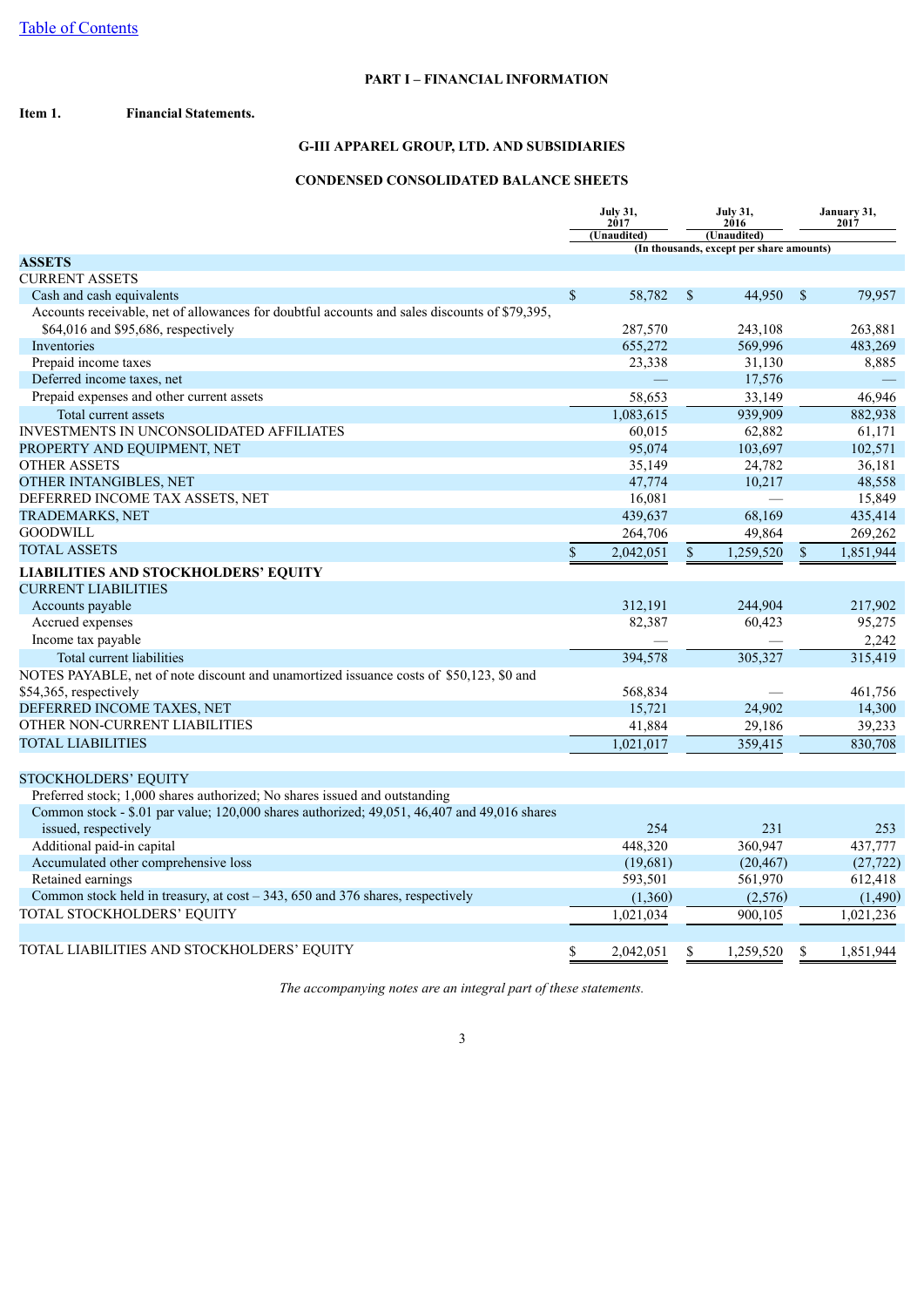[Table of Contents](#)

## PART I – FINANCIAL INFORMATION

**Item 1. Financial Statements.**

## G-III APPAREL GROUP, LTD. AND SUBSIDIARIES

## CONDENSED CONSOLIDATED BALANCE SHEETS

| | July 31, 2017 (Unaudited) | July 31, 2016 (Unaudited) | January 31, 2017 |
|---|---|---|---|
| | (In thousands, except per share amounts) | | |
| **ASSETS** | | | |
| CURRENT ASSETS | | | |
| Cash and cash equivalents | $ 58,782 | $ 44,950 | $ 79,957 |
| Accounts receivable, net of allowances for doubtful accounts and sales discounts of $79,395, $64,016 and $95,686, respectively | 287,570 | 243,108 | 263,881 |
| Inventories | 655,272 | 569,996 | 483,269 |
| Prepaid income taxes | 23,338 | 31,130 | 8,885 |
| Deferred income taxes, net | — | 17,576 | — |
| Prepaid expenses and other current assets | 58,653 | 33,149 | 46,946 |
| Total current assets | 1,083,615 | 939,909 | 882,938 |
| INVESTMENTS IN UNCONSOLIDATED AFFILIATES | 60,015 | 62,882 | 61,171 |
| PROPERTY AND EQUIPMENT, NET | 95,074 | 103,697 | 102,571 |
| OTHER ASSETS | 35,149 | 24,782 | 36,181 |
| OTHER INTANGIBLES, NET | 47,774 | 10,217 | 48,558 |
| DEFERRED INCOME TAX ASSETS, NET | 16,081 | — | 15,849 |
| TRADEMARKS, NET | 439,637 | 68,169 | 435,414 |
| GOODWILL | 264,706 | 49,864 | 269,262 |
| TOTAL ASSETS | $ 2,042,051 | $ 1,259,520 | $ 1,851,944 |
| **LIABILITIES AND STOCKHOLDERS' EQUITY** | | | |
| CURRENT LIABILITIES | | | |
| Accounts payable | 312,191 | 244,904 | 217,902 |
| Accrued expenses | 82,387 | 60,423 | 95,275 |
| Income tax payable | — | — | 2,242 |
| Total current liabilities | 394,578 | 305,327 | 315,419 |
| NOTES PAYABLE, net of note discount and unamortized issuance costs of $50,123, $0 and $54,365, respectively | 568,834 | — | 461,756 |
| DEFERRED INCOME TAXES, NET | 15,721 | 24,902 | 14,300 |
| OTHER NON-CURRENT LIABILITIES | 41,884 | 29,186 | 39,233 |
| TOTAL LIABILITIES | 1,021,017 | 359,415 | 830,708 |
| | | | |
| STOCKHOLDERS' EQUITY | | | |
| Preferred stock; 1,000 shares authorized; No shares issued and outstanding | | | |
| Common stock - $.01 par value; 120,000 shares authorized; 49,051, 46,407 and 49,016 shares issued, respectively | 254 | 231 | 253 |
| Additional paid-in capital | 448,320 | 360,947 | 437,777 |
| Accumulated other comprehensive loss | (19,681) | (20,467) | (27,722) |
| Retained earnings | 593,501 | 561,970 | 612,418 |
| Common stock held in treasury, at cost – 343, 650 and 376 shares, respectively | (1,360) | (2,576) | (1,490) |
| TOTAL STOCKHOLDERS' EQUITY | 1,021,034 | 900,105 | 1,021,236 |
| | | | |
| TOTAL LIABILITIES AND STOCKHOLDERS' EQUITY | $ 2,042,051 | $ 1,259,520 | $ 1,851,944 |

*The accompanying notes are an integral part of these statements.*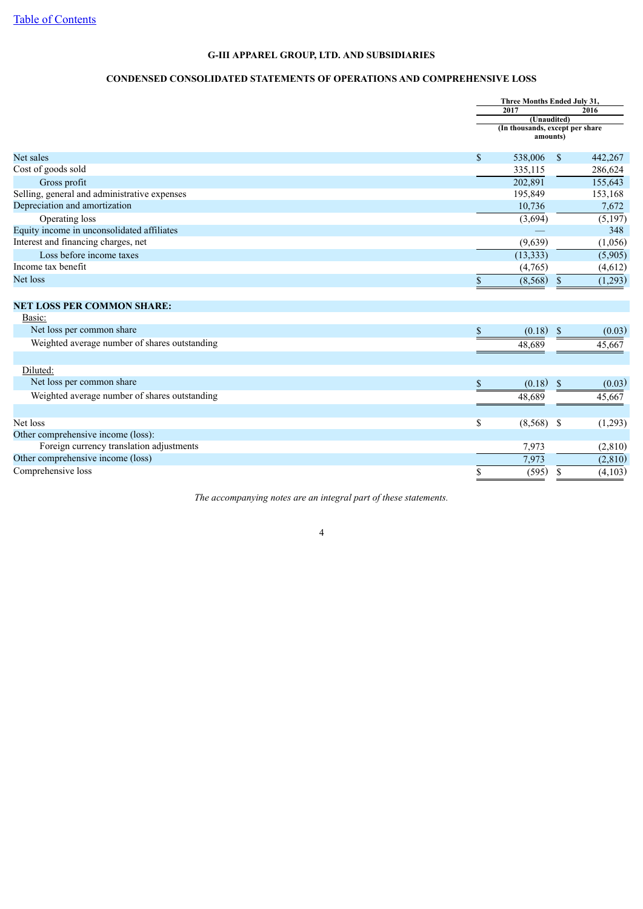[Table of Contents](#)

## G-III APPAREL GROUP, LTD. AND SUBSIDIARIES

## CONDENSED CONSOLIDATED STATEMENTS OF OPERATIONS AND COMPREHENSIVE LOSS

| | Three Months Ended July 31, | |
|---|---|---|
| | 2017 | 2016 |
| | (Unaudited) | |
| | (In thousands, except per share amounts) | |
| Net sales | $ 538,006 | $ 442,267 |
| Cost of goods sold | 335,115 | 286,624 |
| Gross profit | 202,891 | 155,643 |
| Selling, general and administrative expenses | 195,849 | 153,168 |
| Depreciation and amortization | 10,736 | 7,672 |
| Operating loss | (3,694) | (5,197) |
| Equity income in unconsolidated affiliates | — | 348 |
| Interest and financing charges, net | (9,639) | (1,056) |
| Loss before income taxes | (13,333) | (5,905) |
| Income tax benefit | (4,765) | (4,612) |
| Net loss | $ (8,568) | $ (1,293) |
| | | |
| **NET LOSS PER COMMON SHARE:** | | |
| Basic: | | |
| Net loss per common share | $ (0.18) | $ (0.03) |
| Weighted average number of shares outstanding | 48,689 | 45,667 |
| | | |
| Diluted: | | |
| Net loss per common share | $ (0.18) | $ (0.03) |
| Weighted average number of shares outstanding | 48,689 | 45,667 |
| | | |
| Net loss | $ (8,568) | $ (1,293) |
| Other comprehensive income (loss): | | |
| Foreign currency translation adjustments | 7,973 | (2,810) |
| Other comprehensive income (loss) | 7,973 | (2,810) |
| Comprehensive loss | $ (595) | $ (4,103) |

*The accompanying notes are an integral part of these statements.*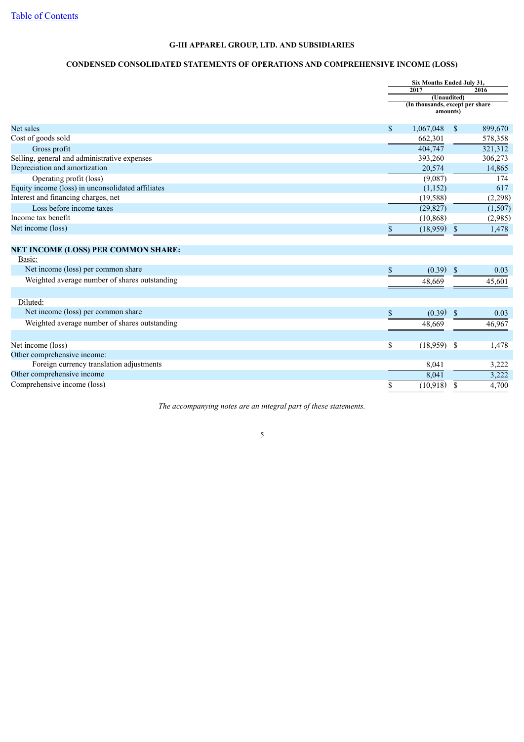[Table of Contents]

**G-III APPAREL GROUP, LTD. AND SUBSIDIARIES**

**CONDENSED CONSOLIDATED STATEMENTS OF OPERATIONS AND COMPREHENSIVE INCOME (LOSS)**

| | Six Months Ended July 31, | |
|---|---|---|
| | 2017 | 2016 |
| | (Unaudited) | |
| | (In thousands, except per share amounts) | |
| Net sales | $ 1,067,048 | $ 899,670 |
| Cost of goods sold | 662,301 | 578,358 |
| Gross profit | 404,747 | 321,312 |
| Selling, general and administrative expenses | 393,260 | 306,273 |
| Depreciation and amortization | 20,574 | 14,865 |
| Operating profit (loss) | (9,087) | 174 |
| Equity income (loss) in unconsolidated affiliates | (1,152) | 617 |
| Interest and financing charges, net | (19,588) | (2,298) |
| Loss before income taxes | (29,827) | (1,507) |
| Income tax benefit | (10,868) | (2,985) |
| Net income (loss) | $ (18,959) | $ 1,478 |
| | | |
| **NET INCOME (LOSS) PER COMMON SHARE:** | | |
| Basic: | | |
| Net income (loss) per common share | $ (0.39) | $ 0.03 |
| Weighted average number of shares outstanding | 48,669 | 45,601 |
| | | |
| Diluted: | | |
| Net income (loss) per common share | $ (0.39) | $ 0.03 |
| Weighted average number of shares outstanding | 48,669 | 46,967 |
| | | |
| Net income (loss) | $ (18,959) | $ 1,478 |
| Other comprehensive income: | | |
| Foreign currency translation adjustments | 8,041 | 3,222 |
| Other comprehensive income | 8,041 | 3,222 |
| Comprehensive income (loss) | $ (10,918) | $ 4,700 |

*The accompanying notes are an integral part of these statements.*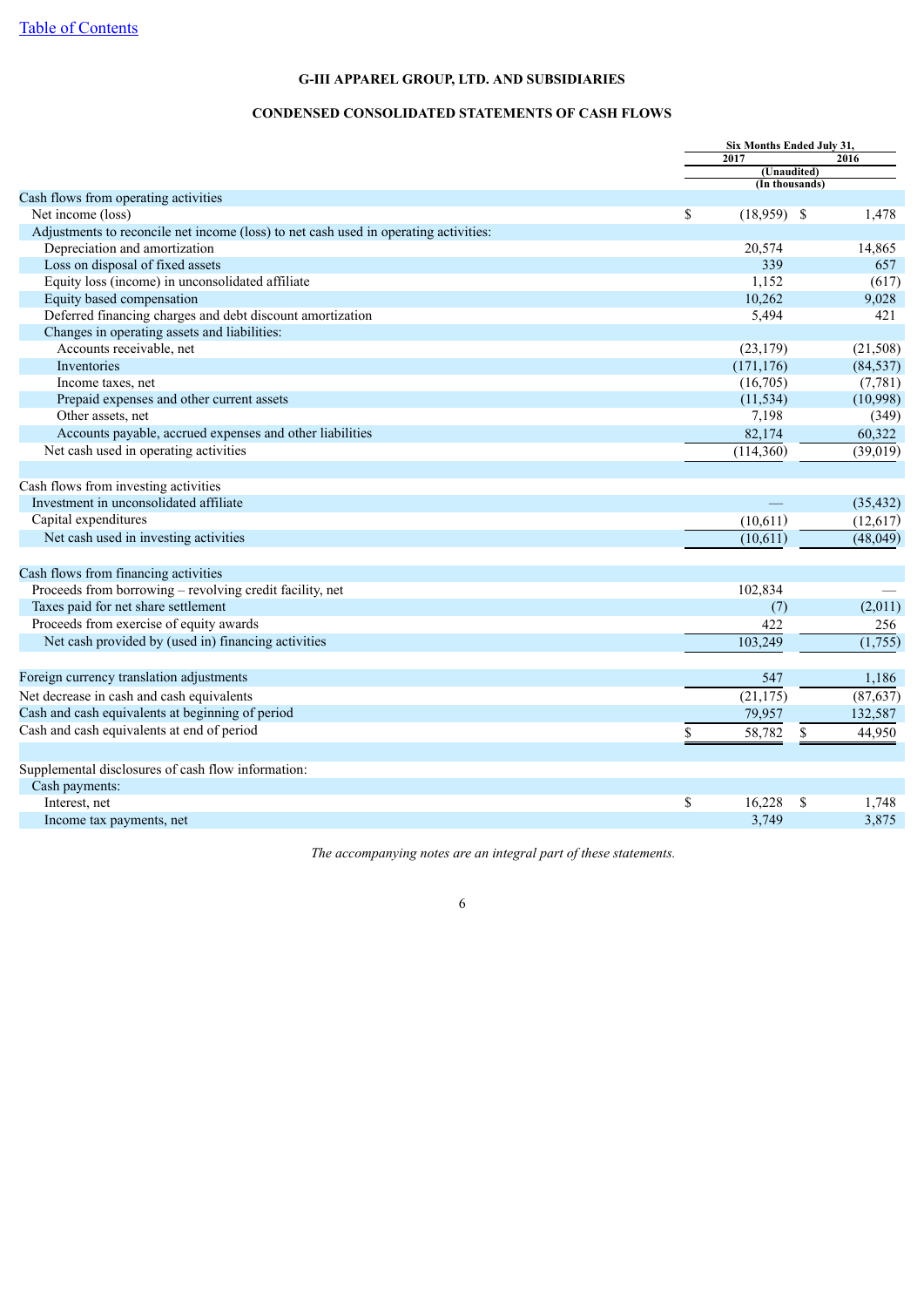[Table of Contents](#)

**G-III APPAREL GROUP, LTD. AND SUBSIDIARIES**

**CONDENSED CONSOLIDATED STATEMENTS OF CASH FLOWS**

| | Six Months Ended July 31, | |
|---|---|---|
| | 2017 | 2016 |
| | (Unaudited) (In thousands) | |
| Cash flows from operating activities | | |
| Net income (loss) | $ (18,959) | $ 1,478 |
| Adjustments to reconcile net income (loss) to net cash used in operating activities: | | |
| Depreciation and amortization | 20,574 | 14,865 |
| Loss on disposal of fixed assets | 339 | 657 |
| Equity loss (income) in unconsolidated affiliate | 1,152 | (617) |
| Equity based compensation | 10,262 | 9,028 |
| Deferred financing charges and debt discount amortization | 5,494 | 421 |
| Changes in operating assets and liabilities: | | |
| Accounts receivable, net | (23,179) | (21,508) |
| Inventories | (171,176) | (84,537) |
| Income taxes, net | (16,705) | (7,781) |
| Prepaid expenses and other current assets | (11,534) | (10,998) |
| Other assets, net | 7,198 | (349) |
| Accounts payable, accrued expenses and other liabilities | 82,174 | 60,322 |
| Net cash used in operating activities | (114,360) | (39,019) |
| | | |
| Cash flows from investing activities | | |
| Investment in unconsolidated affiliate | — | (35,432) |
| Capital expenditures | (10,611) | (12,617) |
| Net cash used in investing activities | (10,611) | (48,049) |
| | | |
| Cash flows from financing activities | | |
| Proceeds from borrowing – revolving credit facility, net | 102,834 | — |
| Taxes paid for net share settlement | (7) | (2,011) |
| Proceeds from exercise of equity awards | 422 | 256 |
| Net cash provided by (used in) financing activities | 103,249 | (1,755) |
| | | |
| Foreign currency translation adjustments | 547 | 1,186 |
| Net decrease in cash and cash equivalents | (21,175) | (87,637) |
| Cash and cash equivalents at beginning of period | 79,957 | 132,587 |
| Cash and cash equivalents at end of period | $ 58,782 | $ 44,950 |
| | | |
| Supplemental disclosures of cash flow information: | | |
| Cash payments: | | |
| Interest, net | $ 16,228 | $ 1,748 |
| Income tax payments, net | 3,749 | 3,875 |

*The accompanying notes are an integral part of these statements.*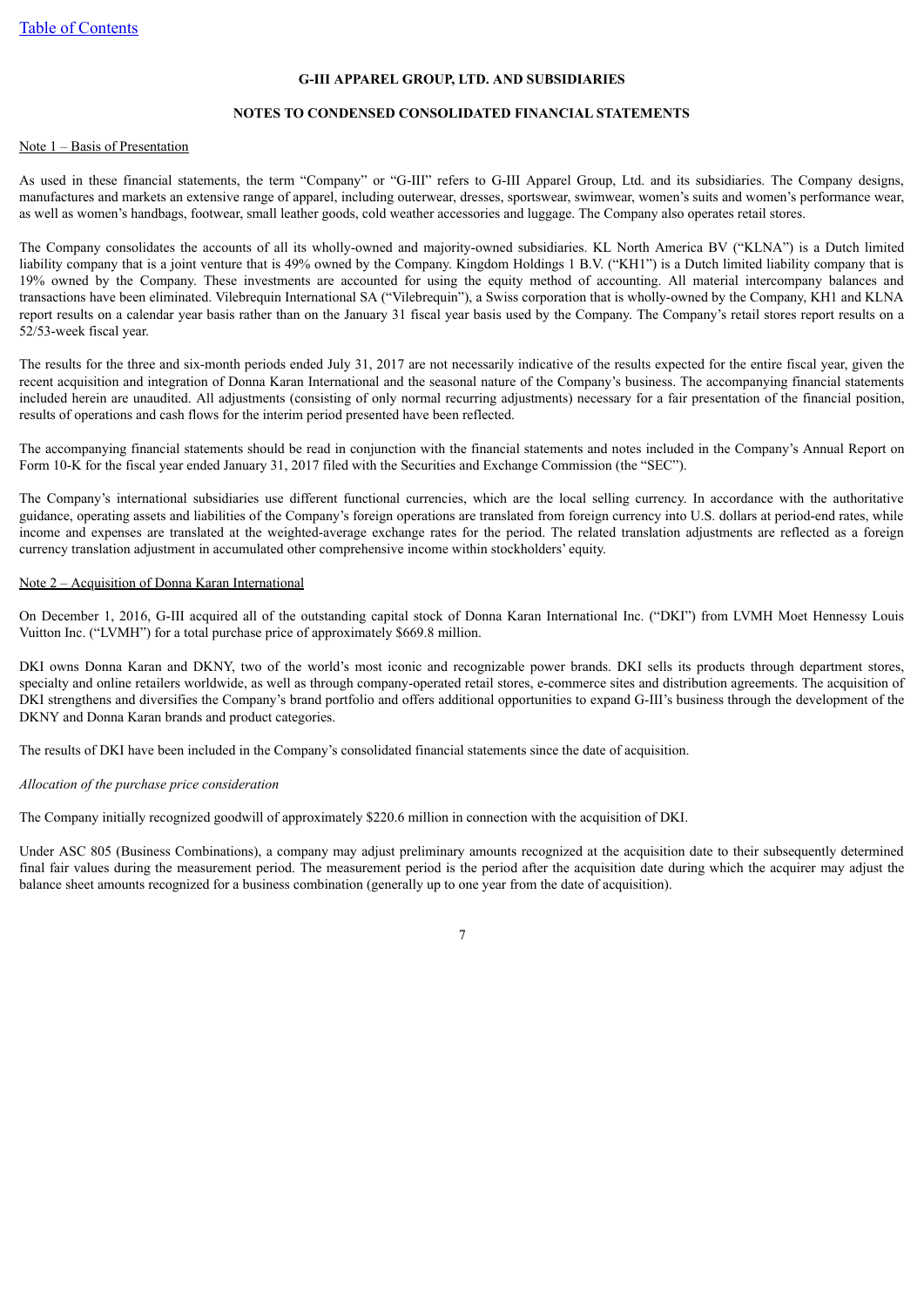**G-III APPAREL GROUP, LTD. AND SUBSIDIARIES**

**NOTES TO CONDENSED CONSOLIDATED FINANCIAL STATEMENTS**

Note 1 – Basis of Presentation

As used in these financial statements, the term "Company" or "G-III" refers to G-III Apparel Group, Ltd. and its subsidiaries. The Company designs, manufactures and markets an extensive range of apparel, including outerwear, dresses, sportswear, swimwear, women's suits and women's performance wear, as well as women's handbags, footwear, small leather goods, cold weather accessories and luggage. The Company also operates retail stores.

The Company consolidates the accounts of all its wholly-owned and majority-owned subsidiaries. KL North America BV ("KLNA") is a Dutch limited liability company that is a joint venture that is 49% owned by the Company. Kingdom Holdings 1 B.V. ("KH1") is a Dutch limited liability company that is 19% owned by the Company. These investments are accounted for using the equity method of accounting. All material intercompany balances and transactions have been eliminated. Vilebrequin International SA ("Vilebrequin"), a Swiss corporation that is wholly-owned by the Company, KH1 and KLNA report results on a calendar year basis rather than on the January 31 fiscal year basis used by the Company. The Company's retail stores report results on a 52/53-week fiscal year.

The results for the three and six-month periods ended July 31, 2017 are not necessarily indicative of the results expected for the entire fiscal year, given the recent acquisition and integration of Donna Karan International and the seasonal nature of the Company's business. The accompanying financial statements included herein are unaudited. All adjustments (consisting of only normal recurring adjustments) necessary for a fair presentation of the financial position, results of operations and cash flows for the interim period presented have been reflected.

The accompanying financial statements should be read in conjunction with the financial statements and notes included in the Company's Annual Report on Form 10-K for the fiscal year ended January 31, 2017 filed with the Securities and Exchange Commission (the "SEC").

The Company's international subsidiaries use different functional currencies, which are the local selling currency. In accordance with the authoritative guidance, operating assets and liabilities of the Company's foreign operations are translated from foreign currency into U.S. dollars at period-end rates, while income and expenses are translated at the weighted-average exchange rates for the period. The related translation adjustments are reflected as a foreign currency translation adjustment in accumulated other comprehensive income within stockholders' equity.

Note 2 – Acquisition of Donna Karan International

On December 1, 2016, G-III acquired all of the outstanding capital stock of Donna Karan International Inc. ("DKI") from LVMH Moet Hennessy Louis Vuitton Inc. ("LVMH") for a total purchase price of approximately $669.8 million.

DKI owns Donna Karan and DKNY, two of the world's most iconic and recognizable power brands. DKI sells its products through department stores, specialty and online retailers worldwide, as well as through company-operated retail stores, e-commerce sites and distribution agreements. The acquisition of DKI strengthens and diversifies the Company's brand portfolio and offers additional opportunities to expand G-III's business through the development of the DKNY and Donna Karan brands and product categories.

The results of DKI have been included in the Company's consolidated financial statements since the date of acquisition.

*Allocation of the purchase price consideration*

The Company initially recognized goodwill of approximately $220.6 million in connection with the acquisition of DKI.

Under ASC 805 (Business Combinations), a company may adjust preliminary amounts recognized at the acquisition date to their subsequently determined final fair values during the measurement period. The measurement period is the period after the acquisition date during which the acquirer may adjust the balance sheet amounts recognized for a business combination (generally up to one year from the date of acquisition).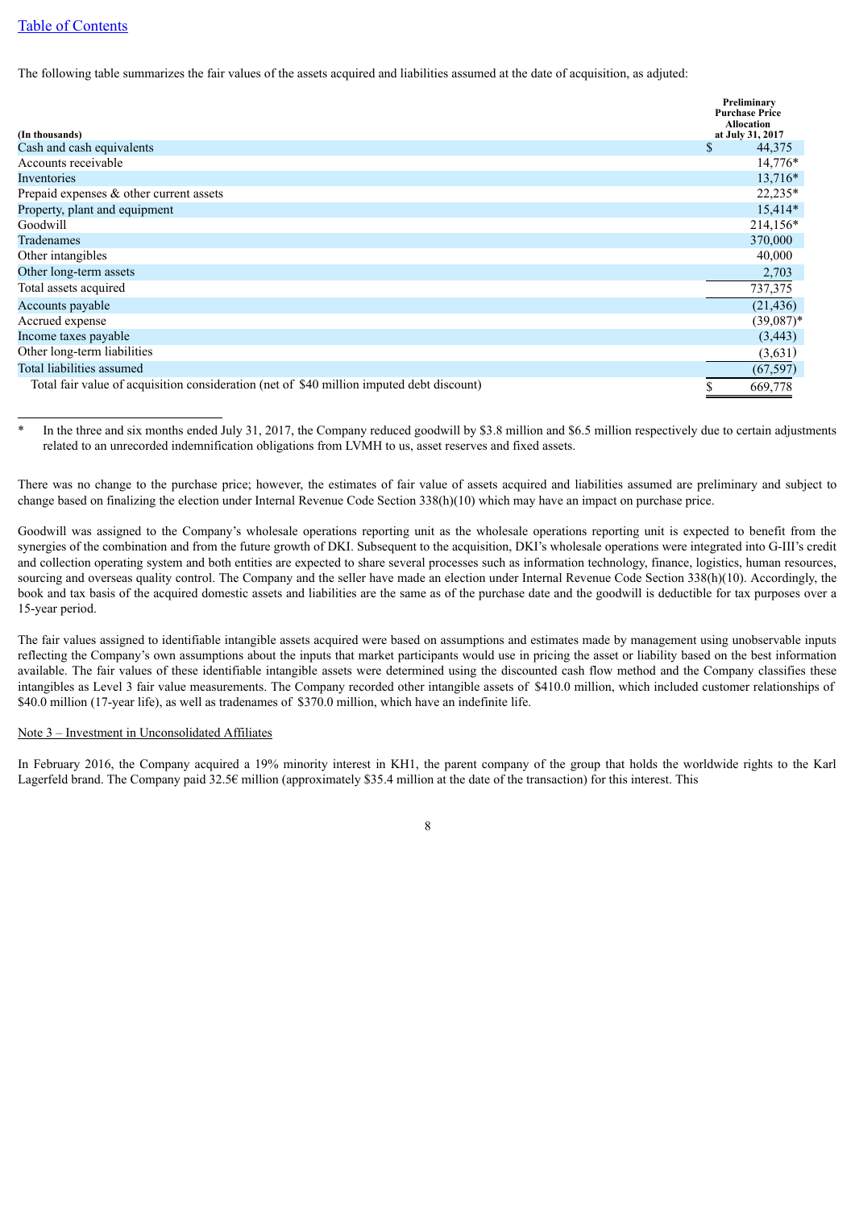[Table of Contents](#)

The following table summarizes the fair values of the assets acquired and liabilities assumed at the date of acquisition, as adjuted:

| (In thousands) | Preliminary Purchase Price Allocation at July 31, 2017 |
|---|---|
| Cash and cash equivalents | $ 44,375 |
| Accounts receivable | 14,776* |
| Inventories | 13,716* |
| Prepaid expenses & other current assets | 22,235* |
| Property, plant and equipment | 15,414* |
| Goodwill | 214,156* |
| Tradenames | 370,000 |
| Other intangibles | 40,000 |
| Other long-term assets | 2,703 |
| Total assets acquired | 737,375 |
| Accounts payable | (21,436) |
| Accrued expense | (39,087)* |
| Income taxes payable | (3,443) |
| Other long-term liabilities | (3,631) |
| Total liabilities assumed | (67,597) |
| Total fair value of acquisition consideration (net of $40 million imputed debt discount) | $ 669,778 |

\* In the three and six months ended July 31, 2017, the Company reduced goodwill by $3.8 million and $6.5 million respectively due to certain adjustments related to an unrecorded indemnification obligations from LVMH to us, asset reserves and fixed assets.

There was no change to the purchase price; however, the estimates of fair value of assets acquired and liabilities assumed are preliminary and subject to change based on finalizing the election under Internal Revenue Code Section 338(h)(10) which may have an impact on purchase price.

Goodwill was assigned to the Company's wholesale operations reporting unit as the wholesale operations reporting unit is expected to benefit from the synergies of the combination and from the future growth of DKI. Subsequent to the acquisition, DKI's wholesale operations were integrated into G-III's credit and collection operating system and both entities are expected to share several processes such as information technology, finance, logistics, human resources, sourcing and overseas quality control. The Company and the seller have made an election under Internal Revenue Code Section 338(h)(10). Accordingly, the book and tax basis of the acquired domestic assets and liabilities are the same as of the purchase date and the goodwill is deductible for tax purposes over a 15-year period.

The fair values assigned to identifiable intangible assets acquired were based on assumptions and estimates made by management using unobservable inputs reflecting the Company's own assumptions about the inputs that market participants would use in pricing the asset or liability based on the best information available. The fair values of these identifiable intangible assets were determined using the discounted cash flow method and the Company classifies these intangibles as Level 3 fair value measurements. The Company recorded other intangible assets of $410.0 million, which included customer relationships of $40.0 million (17-year life), as well as tradenames of $370.0 million, which have an indefinite life.

Note 3 – Investment in Unconsolidated Affiliates

In February 2016, the Company acquired a 19% minority interest in KH1, the parent company of the group that holds the worldwide rights to the Karl Lagerfeld brand. The Company paid 32.5€ million (approximately $35.4 million at the date of the transaction) for this interest. This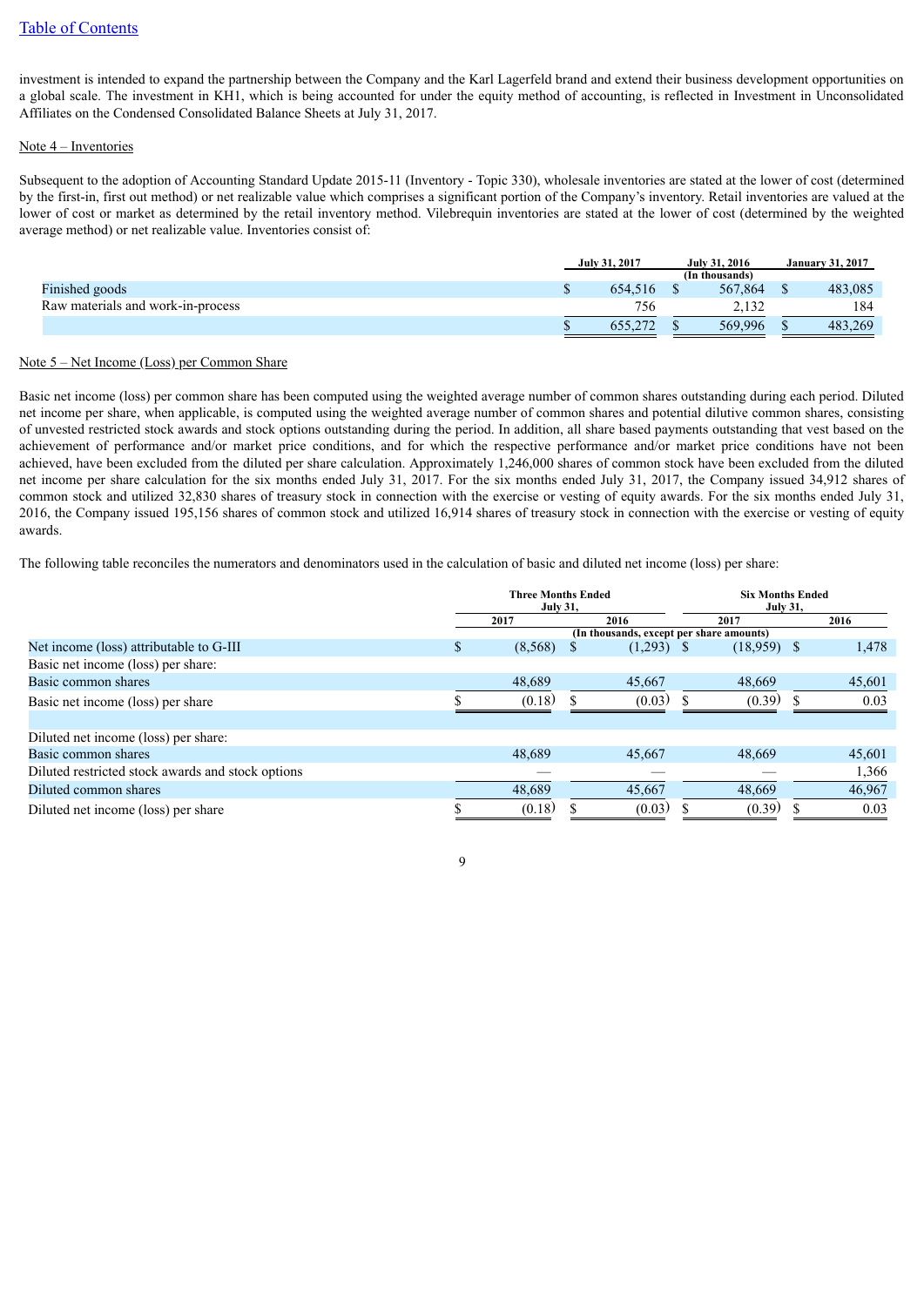investment is intended to expand the partnership between the Company and the Karl Lagerfeld brand and extend their business development opportunities on a global scale. The investment in KH1, which is being accounted for under the equity method of accounting, is reflected in Investment in Unconsolidated Affiliates on the Condensed Consolidated Balance Sheets at July 31, 2017.

Note 4 – Inventories

Subsequent to the adoption of Accounting Standard Update 2015-11 (Inventory - Topic 330), wholesale inventories are stated at the lower of cost (determined by the first-in, first out method) or net realizable value which comprises a significant portion of the Company's inventory. Retail inventories are valued at the lower of cost or market as determined by the retail inventory method. Vilebrequin inventories are stated at the lower of cost (determined by the weighted average method) or net realizable value. Inventories consist of:

| | July 31, 2017 | July 31, 2016 | January 31, 2017 |
|---|---|---|---|
| | | (In thousands) | |
| Finished goods | $ 654,516 | $ 567,864 | $ 483,085 |
| Raw materials and work-in-process | 756 | 2,132 | 184 |
| | $ 655,272 | $ 569,996 | $ 483,269 |

Note 5 – Net Income (Loss) per Common Share

Basic net income (loss) per common share has been computed using the weighted average number of common shares outstanding during each period. Diluted net income per share, when applicable, is computed using the weighted average number of common shares and potential dilutive common shares, consisting of unvested restricted stock awards and stock options outstanding during the period. In addition, all share based payments outstanding that vest based on the achievement of performance and/or market price conditions, and for which the respective performance and/or market price conditions have not been achieved, have been excluded from the diluted per share calculation. Approximately 1,246,000 shares of common stock have been excluded from the diluted net income per share calculation for the six months ended July 31, 2017. For the six months ended July 31, 2017, the Company issued 34,912 shares of common stock and utilized 32,830 shares of treasury stock in connection with the exercise or vesting of equity awards. For the six months ended July 31, 2016, the Company issued 195,156 shares of common stock and utilized 16,914 shares of treasury stock in connection with the exercise or vesting of equity awards.

The following table reconciles the numerators and denominators used in the calculation of basic and diluted net income (loss) per share:

| | Three Months Ended July 31, | | Six Months Ended July 31, | |
|---|---|---|---|---|
| | 2017 | 2016 | 2017 | 2016 |
| | (In thousands, except per share amounts) | | | |
| Net income (loss) attributable to G-III | $ (8,568) | $ (1,293) | $ (18,959) | $ 1,478 |
| Basic net income (loss) per share: | | | | |
| Basic common shares | 48,689 | 45,667 | 48,669 | 45,601 |
| Basic net income (loss) per share | $ (0.18) | $ (0.03) | $ (0.39) | $ 0.03 |
| | | | | |
| Diluted net income (loss) per share: | | | | |
| Basic common shares | 48,689 | 45,667 | 48,669 | 45,601 |
| Diluted restricted stock awards and stock options | — | — | — | 1,366 |
| Diluted common shares | 48,689 | 45,667 | 48,669 | 46,967 |
| Diluted net income (loss) per share | $ (0.18) | $ (0.03) | $ (0.39) | $ 0.03 |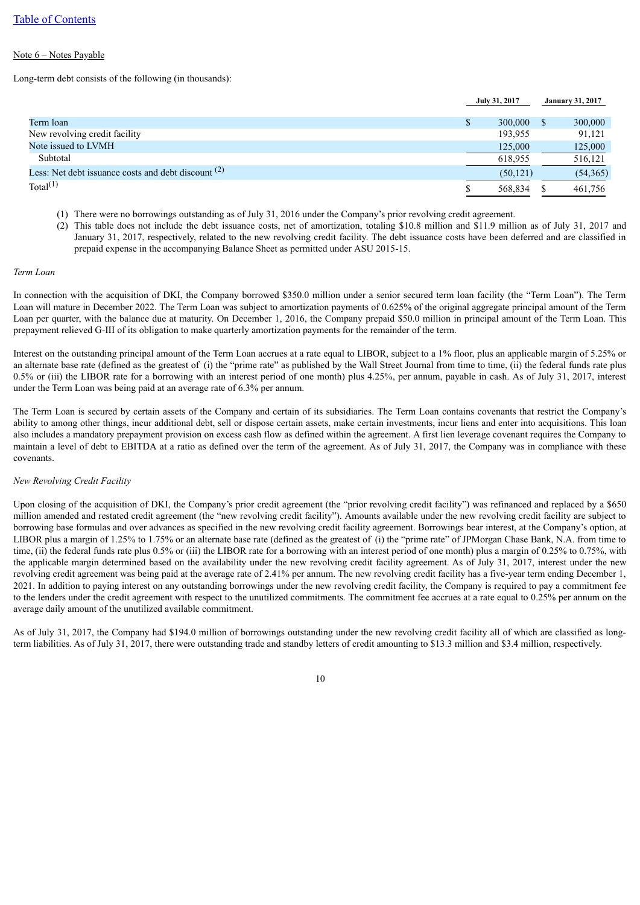Table of Contents

Note 6 – Notes Payable

Long-term debt consists of the following (in thousands):

| | July 31, 2017 | January 31, 2017 |
|---|---|---|
| Term loan | $ 300,000 | $ 300,000 |
| New revolving credit facility | 193,955 | 91,121 |
| Note issued to LVMH | 125,000 | 125,000 |
| Subtotal | 618,955 | 516,121 |
| Less: Net debt issuance costs and debt discount [2] | (50,121) | (54,365) |
| Total[1] | $ 568,834 | $ 461,756 |

(1) There were no borrowings outstanding as of July 31, 2016 under the Company's prior revolving credit agreement.

(2) This table does not include the debt issuance costs, net of amortization, totaling $10.8 million and $11.9 million as of July 31, 2017 and January 31, 2017, respectively, related to the new revolving credit facility. The debt issuance costs have been deferred and are classified in prepaid expense in the accompanying Balance Sheet as permitted under ASU 2015-15.

*Term Loan*

In connection with the acquisition of DKI, the Company borrowed $350.0 million under a senior secured term loan facility (the "Term Loan"). The Term Loan will mature in December 2022. The Term Loan was subject to amortization payments of 0.625% of the original aggregate principal amount of the Term Loan per quarter, with the balance due at maturity. On December 1, 2016, the Company prepaid $50.0 million in principal amount of the Term Loan. This prepayment relieved G-III of its obligation to make quarterly amortization payments for the remainder of the term.

Interest on the outstanding principal amount of the Term Loan accrues at a rate equal to LIBOR, subject to a 1% floor, plus an applicable margin of 5.25% or an alternate base rate (defined as the greatest of (i) the "prime rate" as published by the Wall Street Journal from time to time, (ii) the federal funds rate plus 0.5% or (iii) the LIBOR rate for a borrowing with an interest period of one month) plus 4.25%, per annum, payable in cash. As of July 31, 2017, interest under the Term Loan was being paid at an average rate of 6.3% per annum.

The Term Loan is secured by certain assets of the Company and certain of its subsidiaries. The Term Loan contains covenants that restrict the Company's ability to among other things, incur additional debt, sell or dispose certain assets, make certain investments, incur liens and enter into acquisitions. This loan also includes a mandatory prepayment provision on excess cash flow as defined within the agreement. A first lien leverage covenant requires the Company to maintain a level of debt to EBITDA at a ratio as defined over the term of the agreement. As of July 31, 2017, the Company was in compliance with these covenants.

*New Revolving Credit Facility*

Upon closing of the acquisition of DKI, the Company's prior credit agreement (the "prior revolving credit facility") was refinanced and replaced by a $650 million amended and restated credit agreement (the "new revolving credit facility"). Amounts available under the new revolving credit facility are subject to borrowing base formulas and over advances as specified in the new revolving credit facility agreement. Borrowings bear interest, at the Company's option, at LIBOR plus a margin of 1.25% to 1.75% or an alternate base rate (defined as the greatest of (i) the "prime rate" of JPMorgan Chase Bank, N.A. from time to time, (ii) the federal funds rate plus 0.5% or (iii) the LIBOR rate for a borrowing with an interest period of one month) plus a margin of 0.25% to 0.75%, with the applicable margin determined based on the availability under the new revolving credit facility agreement. As of July 31, 2017, interest under the new revolving credit agreement was being paid at the average rate of 2.41% per annum. The new revolving credit facility has a five-year term ending December 1, 2021. In addition to paying interest on any outstanding borrowings under the new revolving credit facility, the Company is required to pay a commitment fee to the lenders under the credit agreement with respect to the unutilized commitments. The commitment fee accrues at a rate equal to 0.25% per annum on the average daily amount of the unutilized available commitment.

As of July 31, 2017, the Company had $194.0 million of borrowings outstanding under the new revolving credit facility all of which are classified as long-term liabilities. As of July 31, 2017, there were outstanding trade and standby letters of credit amounting to $13.3 million and $3.4 million, respectively.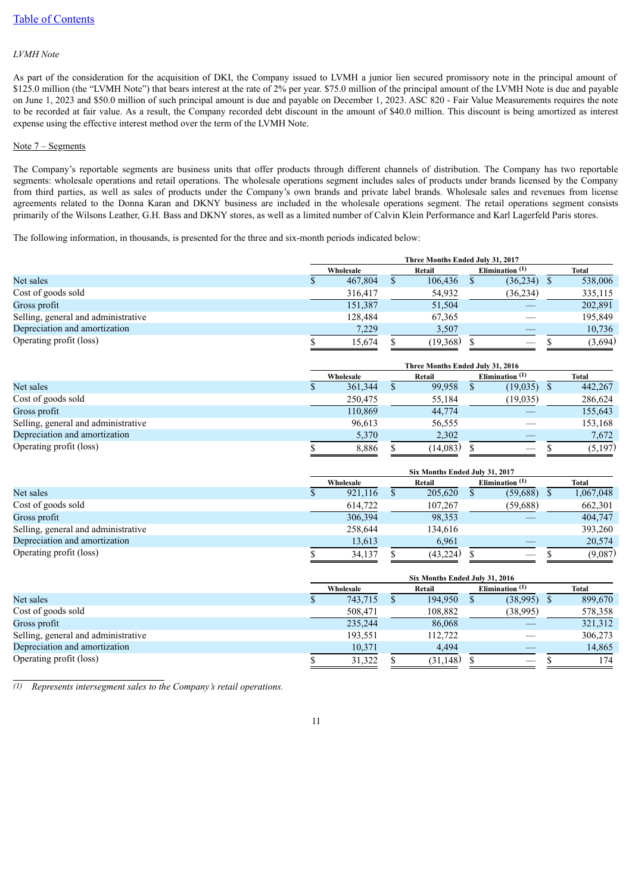*LVMH Note*

As part of the consideration for the acquisition of DKI, the Company issued to LVMH a junior lien secured promissory note in the principal amount of $125.0 million (the "LVMH Note") that bears interest at the rate of 2% per year. $75.0 million of the principal amount of the LVMH Note is due and payable on June 1, 2023 and $50.0 million of such principal amount is due and payable on December 1, 2023. ASC 820 - Fair Value Measurements requires the note to be recorded at fair value. As a result, the Company recorded debt discount in the amount of $40.0 million. This discount is being amortized as interest expense using the effective interest method over the term of the LVMH Note.

Note 7 – Segments

The Company's reportable segments are business units that offer products through different channels of distribution. The Company has two reportable segments: wholesale operations and retail operations. The wholesale operations segment includes sales of products under brands licensed by the Company from third parties, as well as sales of products under the Company's own brands and private label brands. Wholesale sales and revenues from license agreements related to the Donna Karan and DKNY business are included in the wholesale operations segment. The retail operations segment consists primarily of the Wilsons Leather, G.H. Bass and DKNY stores, as well as a limited number of Calvin Klein Performance and Karl Lagerfeld Paris stores.

The following information, in thousands, is presented for the three and six-month periods indicated below:

| | Three Months Ended July 31, 2017 | | | |
|---|---|---|---|---|
| | Wholesale | Retail | Elimination [(1)] | Total |
| Net sales | $ 467,804 | $ 106,436 | $ (36,234) | $ 538,006 |
| Cost of goods sold | 316,417 | 54,932 | (36,234) | 335,115 |
| Gross profit | 151,387 | 51,504 | — | 202,891 |
| Selling, general and administrative | 128,484 | 67,365 | — | 195,849 |
| Depreciation and amortization | 7,229 | 3,507 | — | 10,736 |
| Operating profit (loss) | $ 15,674 | $ (19,368) | $ — | $ (3,694) |

| | Three Months Ended July 31, 2016 | | | |
|---|---|---|---|---|
| | Wholesale | Retail | Elimination [(1)] | Total |
| Net sales | $ 361,344 | $ 99,958 | $ (19,035) | $ 442,267 |
| Cost of goods sold | 250,475 | 55,184 | (19,035) | 286,624 |
| Gross profit | 110,869 | 44,774 | — | 155,643 |
| Selling, general and administrative | 96,613 | 56,555 | — | 153,168 |
| Depreciation and amortization | 5,370 | 2,302 | — | 7,672 |
| Operating profit (loss) | $ 8,886 | $ (14,083) | $ — | $ (5,197) |

| | Six Months Ended July 31, 2017 | | | |
|---|---|---|---|---|
| | Wholesale | Retail | Elimination [(1)] | Total |
| Net sales | $ 921,116 | $ 205,620 | $ (59,688) | $ 1,067,048 |
| Cost of goods sold | 614,722 | 107,267 | (59,688) | 662,301 |
| Gross profit | 306,394 | 98,353 | — | 404,747 |
| Selling, general and administrative | 258,644 | 134,616 | | 393,260 |
| Depreciation and amortization | 13,613 | 6,961 | — | 20,574 |
| Operating profit (loss) | $ 34,137 | $ (43,224) | $ — | $ (9,087) |

| | Six Months Ended July 31, 2016 | | | |
|---|---|---|---|---|
| | Wholesale | Retail | Elimination [(1)] | Total |
| Net sales | $ 743,715 | $ 194,950 | $ (38,995) | $ 899,670 |
| Cost of goods sold | 508,471 | 108,882 | (38,995) | 578,358 |
| Gross profit | 235,244 | 86,068 | — | 321,312 |
| Selling, general and administrative | 193,551 | 112,722 | — | 306,273 |
| Depreciation and amortization | 10,371 | 4,494 | — | 14,865 |
| Operating profit (loss) | $ 31,322 | $ (31,148) | $ — | $ 174 |

*(1) Represents intersegment sales to the Company's retail operations.*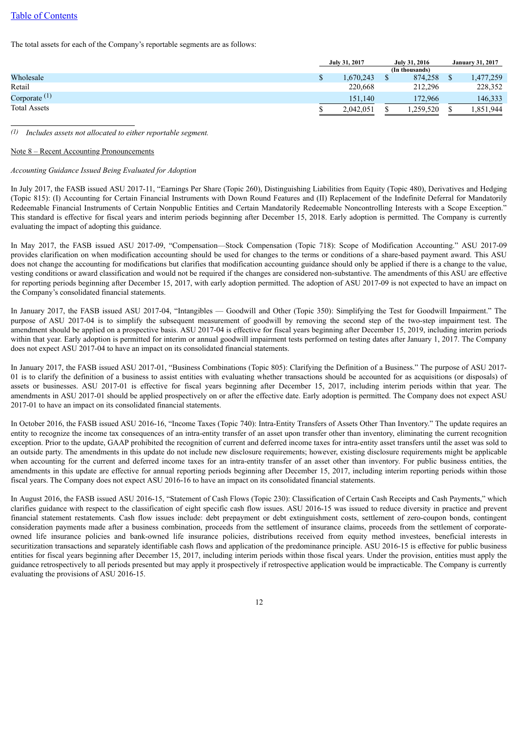The total assets for each of the Company's reportable segments are as follows:

| | July 31, 2017 | July 31, 2016 | January 31, 2017 |
|---|---|---|---|
| | | (In thousands) | |
| Wholesale | $ 1,670,243 | $ 874,258 | $ 1,477,259 |
| Retail | 220,668 | 212,296 | 228,352 |
| Corporate [(1)] | 151,140 | 172,966 | 146,333 |
| Total Assets | $ 2,042,051 | $ 1,259,520 | $ 1,851,944 |

[(1)] *Includes assets not allocated to either reportable segment.*

Note 8 – Recent Accounting Pronouncements

*Accounting Guidance Issued Being Evaluated for Adoption*

In July 2017, the FASB issued ASU 2017-11, "Earnings Per Share (Topic 260), Distinguishing Liabilities from Equity (Topic 480), Derivatives and Hedging (Topic 815): (I) Accounting for Certain Financial Instruments with Down Round Features and (II) Replacement of the Indefinite Deferral for Mandatorily Redeemable Financial Instruments of Certain Nonpublic Entities and Certain Mandatorily Redeemable Noncontrolling Interests with a Scope Exception." This standard is effective for fiscal years and interim periods beginning after December 15, 2018. Early adoption is permitted. The Company is currently evaluating the impact of adopting this guidance.

In May 2017, the FASB issued ASU 2017-09, "Compensation—Stock Compensation (Topic 718): Scope of Modification Accounting." ASU 2017-09 provides clarification on when modification accounting should be used for changes to the terms or conditions of a share-based payment award. This ASU does not change the accounting for modifications but clarifies that modification accounting guidance should only be applied if there is a change to the value, vesting conditions or award classification and would not be required if the changes are considered non-substantive. The amendments of this ASU are effective for reporting periods beginning after December 15, 2017, with early adoption permitted. The adoption of ASU 2017-09 is not expected to have an impact on the Company's consolidated financial statements.

In January 2017, the FASB issued ASU 2017-04, "Intangibles — Goodwill and Other (Topic 350): Simplifying the Test for Goodwill Impairment." The purpose of ASU 2017-04 is to simplify the subsequent measurement of goodwill by removing the second step of the two-step impairment test. The amendment should be applied on a prospective basis. ASU 2017-04 is effective for fiscal years beginning after December 15, 2019, including interim periods within that year. Early adoption is permitted for interim or annual goodwill impairment tests performed on testing dates after January 1, 2017. The Company does not expect ASU 2017-04 to have an impact on its consolidated financial statements.

In January 2017, the FASB issued ASU 2017-01, "Business Combinations (Topic 805): Clarifying the Definition of a Business." The purpose of ASU 2017-01 is to clarify the definition of a business to assist entities with evaluating whether transactions should be accounted for as acquisitions (or disposals) of assets or businesses. ASU 2017-01 is effective for fiscal years beginning after December 15, 2017, including interim periods within that year. The amendments in ASU 2017-01 should be applied prospectively on or after the effective date. Early adoption is permitted. The Company does not expect ASU 2017-01 to have an impact on its consolidated financial statements.

In October 2016, the FASB issued ASU 2016-16, "Income Taxes (Topic 740): Intra-Entity Transfers of Assets Other Than Inventory." The update requires an entity to recognize the income tax consequences of an intra-entity transfer of an asset upon transfer other than inventory, eliminating the current recognition exception. Prior to the update, GAAP prohibited the recognition of current and deferred income taxes for intra-entity asset transfers until the asset was sold to an outside party. The amendments in this update do not include new disclosure requirements; however, existing disclosure requirements might be applicable when accounting for the current and deferred income taxes for an intra-entity transfer of an asset other than inventory. For public business entities, the amendments in this update are effective for annual reporting periods beginning after December 15, 2017, including interim reporting periods within those fiscal years. The Company does not expect ASU 2016-16 to have an impact on its consolidated financial statements.

In August 2016, the FASB issued ASU 2016-15, "Statement of Cash Flows (Topic 230): Classification of Certain Cash Receipts and Cash Payments," which clarifies guidance with respect to the classification of eight specific cash flow issues. ASU 2016-15 was issued to reduce diversity in practice and prevent financial statement restatements. Cash flow issues include: debt prepayment or debt extinguishment costs, settlement of zero-coupon bonds, contingent consideration payments made after a business combination, proceeds from the settlement of insurance claims, proceeds from the settlement of corporate-owned life insurance policies and bank-owned life insurance policies, distributions received from equity method investees, beneficial interests in securitization transactions and separately identifiable cash flows and application of the predominance principle. ASU 2016-15 is effective for public business entities for fiscal years beginning after December 15, 2017, including interim periods within those fiscal years. Under the provision, entities must apply the guidance retrospectively to all periods presented but may apply it prospectively if retrospective application would be impracticable. The Company is currently evaluating the provisions of ASU 2016-15.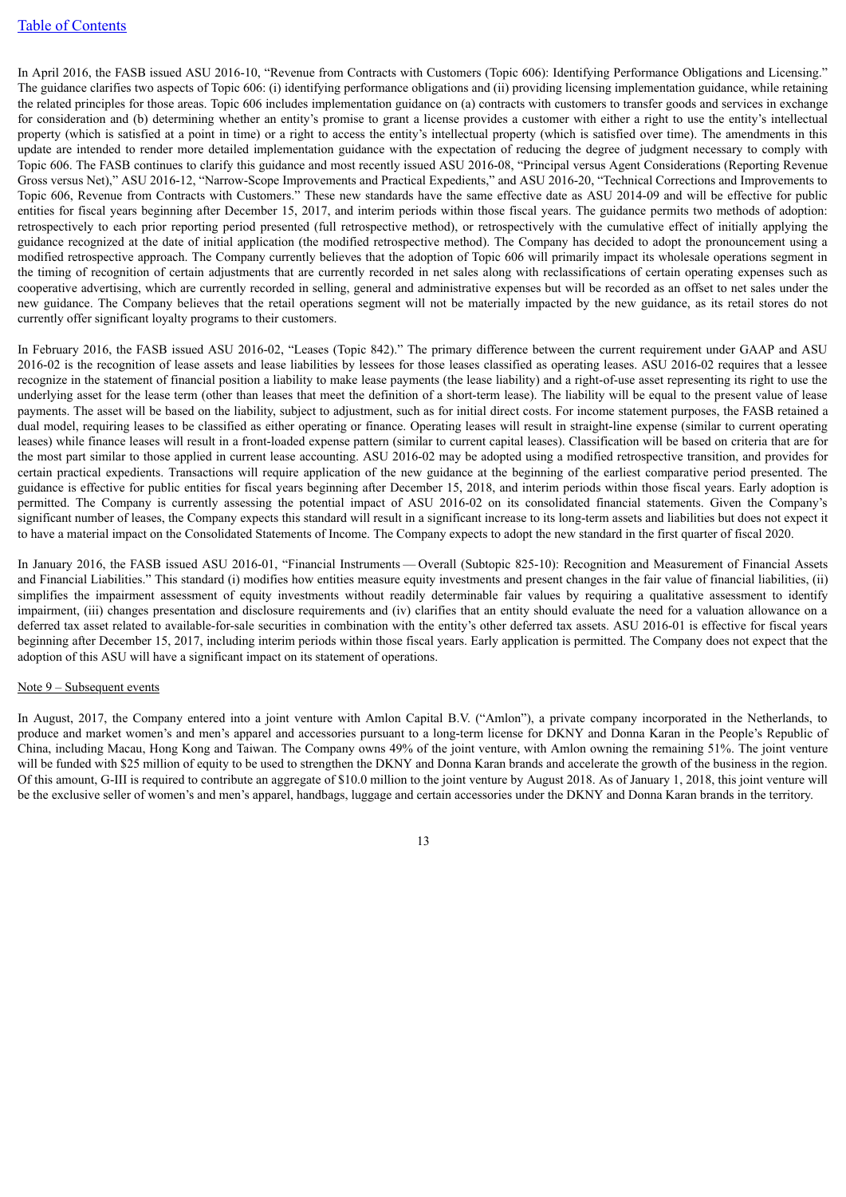In April 2016, the FASB issued ASU 2016-10, "Revenue from Contracts with Customers (Topic 606): Identifying Performance Obligations and Licensing." The guidance clarifies two aspects of Topic 606: (i) identifying performance obligations and (ii) providing licensing implementation guidance, while retaining the related principles for those areas. Topic 606 includes implementation guidance on (a) contracts with customers to transfer goods and services in exchange for consideration and (b) determining whether an entity's promise to grant a license provides a customer with either a right to use the entity's intellectual property (which is satisfied at a point in time) or a right to access the entity's intellectual property (which is satisfied over time). The amendments in this update are intended to render more detailed implementation guidance with the expectation of reducing the degree of judgment necessary to comply with Topic 606. The FASB continues to clarify this guidance and most recently issued ASU 2016-08, "Principal versus Agent Considerations (Reporting Revenue Gross versus Net)," ASU 2016-12, "Narrow-Scope Improvements and Practical Expedients," and ASU 2016-20, "Technical Corrections and Improvements to Topic 606, Revenue from Contracts with Customers." These new standards have the same effective date as ASU 2014-09 and will be effective for public entities for fiscal years beginning after December 15, 2017, and interim periods within those fiscal years. The guidance permits two methods of adoption: retrospectively to each prior reporting period presented (full retrospective method), or retrospectively with the cumulative effect of initially applying the guidance recognized at the date of initial application (the modified retrospective method). The Company has decided to adopt the pronouncement using a modified retrospective approach. The Company currently believes that the adoption of Topic 606 will primarily impact its wholesale operations segment in the timing of recognition of certain adjustments that are currently recorded in net sales along with reclassifications of certain operating expenses such as cooperative advertising, which are currently recorded in selling, general and administrative expenses but will be recorded as an offset to net sales under the new guidance. The Company believes that the retail operations segment will not be materially impacted by the new guidance, as its retail stores do not currently offer significant loyalty programs to their customers.

In February 2016, the FASB issued ASU 2016-02, "Leases (Topic 842)." The primary difference between the current requirement under GAAP and ASU 2016-02 is the recognition of lease assets and lease liabilities by lessees for those leases classified as operating leases. ASU 2016-02 requires that a lessee recognize in the statement of financial position a liability to make lease payments (the lease liability) and a right-of-use asset representing its right to use the underlying asset for the lease term (other than leases that meet the definition of a short-term lease). The liability will be equal to the present value of lease payments. The asset will be based on the liability, subject to adjustment, such as for initial direct costs. For income statement purposes, the FASB retained a dual model, requiring leases to be classified as either operating or finance. Operating leases will result in straight-line expense (similar to current operating leases) while finance leases will result in a front-loaded expense pattern (similar to current capital leases). Classification will be based on criteria that are for the most part similar to those applied in current lease accounting. ASU 2016-02 may be adopted using a modified retrospective transition, and provides for certain practical expedients. Transactions will require application of the new guidance at the beginning of the earliest comparative period presented. The guidance is effective for public entities for fiscal years beginning after December 15, 2018, and interim periods within those fiscal years. Early adoption is permitted. The Company is currently assessing the potential impact of ASU 2016-02 on its consolidated financial statements. Given the Company's significant number of leases, the Company expects this standard will result in a significant increase to its long-term assets and liabilities but does not expect it to have a material impact on the Consolidated Statements of Income. The Company expects to adopt the new standard in the first quarter of fiscal 2020.

In January 2016, the FASB issued ASU 2016-01, "Financial Instruments — Overall (Subtopic 825-10): Recognition and Measurement of Financial Assets and Financial Liabilities." This standard (i) modifies how entities measure equity investments and present changes in the fair value of financial liabilities, (ii) simplifies the impairment assessment of equity investments without readily determinable fair values by requiring a qualitative assessment to identify impairment, (iii) changes presentation and disclosure requirements and (iv) clarifies that an entity should evaluate the need for a valuation allowance on a deferred tax asset related to available-for-sale securities in combination with the entity's other deferred tax assets. ASU 2016-01 is effective for fiscal years beginning after December 15, 2017, including interim periods within those fiscal years. Early application is permitted. The Company does not expect that the adoption of this ASU will have a significant impact on its statement of operations.

## Note 9 – Subsequent events

In August, 2017, the Company entered into a joint venture with Amlon Capital B.V. ("Amlon"), a private company incorporated in the Netherlands, to produce and market women's and men's apparel and accessories pursuant to a long-term license for DKNY and Donna Karan in the People's Republic of China, including Macau, Hong Kong and Taiwan. The Company owns 49% of the joint venture, with Amlon owning the remaining 51%. The joint venture will be funded with $25 million of equity to be used to strengthen the DKNY and Donna Karan brands and accelerate the growth of the business in the region. Of this amount, G-III is required to contribute an aggregate of $10.0 million to the joint venture by August 2018. As of January 1, 2018, this joint venture will be the exclusive seller of women's and men's apparel, handbags, luggage and certain accessories under the DKNY and Donna Karan brands in the territory.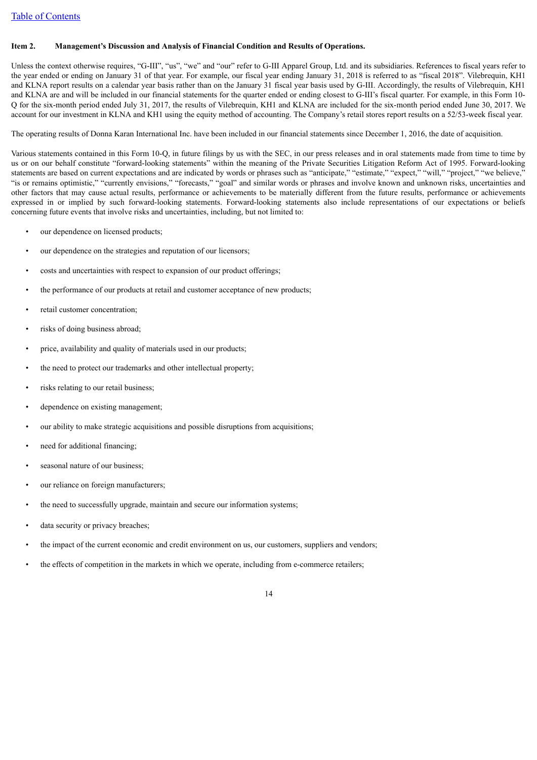## Item 2. Management's Discussion and Analysis of Financial Condition and Results of Operations.

Unless the context otherwise requires, "G-III", "us", "we" and "our" refer to G-III Apparel Group, Ltd. and its subsidiaries. References to fiscal years refer to the year ended or ending on January 31 of that year. For example, our fiscal year ending January 31, 2018 is referred to as "fiscal 2018". Vilebrequin, KH1 and KLNA report results on a calendar year basis rather than on the January 31 fiscal year basis used by G-III. Accordingly, the results of Vilebrequin, KH1 and KLNA are and will be included in our financial statements for the quarter ended or ending closest to G-III's fiscal quarter. For example, in this Form 10-Q for the six-month period ended July 31, 2017, the results of Vilebrequin, KH1 and KLNA are included for the six-month period ended June 30, 2017. We account for our investment in KLNA and KH1 using the equity method of accounting. The Company's retail stores report results on a 52/53-week fiscal year.

The operating results of Donna Karan International Inc. have been included in our financial statements since December 1, 2016, the date of acquisition.

Various statements contained in this Form 10-Q, in future filings by us with the SEC, in our press releases and in oral statements made from time to time by us or on our behalf constitute "forward-looking statements" within the meaning of the Private Securities Litigation Reform Act of 1995. Forward-looking statements are based on current expectations and are indicated by words or phrases such as "anticipate," "estimate," "expect," "will," "project," "we believe," "is or remains optimistic," "currently envisions," "forecasts," "goal" and similar words or phrases and involve known and unknown risks, uncertainties and other factors that may cause actual results, performance or achievements to be materially different from the future results, performance or achievements expressed in or implied by such forward-looking statements. Forward-looking statements also include representations of our expectations or beliefs concerning future events that involve risks and uncertainties, including, but not limited to:

- our dependence on licensed products;
- our dependence on the strategies and reputation of our licensors;
- costs and uncertainties with respect to expansion of our product offerings;
- the performance of our products at retail and customer acceptance of new products;
- retail customer concentration;
- risks of doing business abroad;
- price, availability and quality of materials used in our products;
- the need to protect our trademarks and other intellectual property;
- risks relating to our retail business;
- dependence on existing management;
- our ability to make strategic acquisitions and possible disruptions from acquisitions;
- need for additional financing;
- seasonal nature of our business;
- our reliance on foreign manufacturers;
- the need to successfully upgrade, maintain and secure our information systems;
- data security or privacy breaches;
- the impact of the current economic and credit environment on us, our customers, suppliers and vendors;
- the effects of competition in the markets in which we operate, including from e-commerce retailers;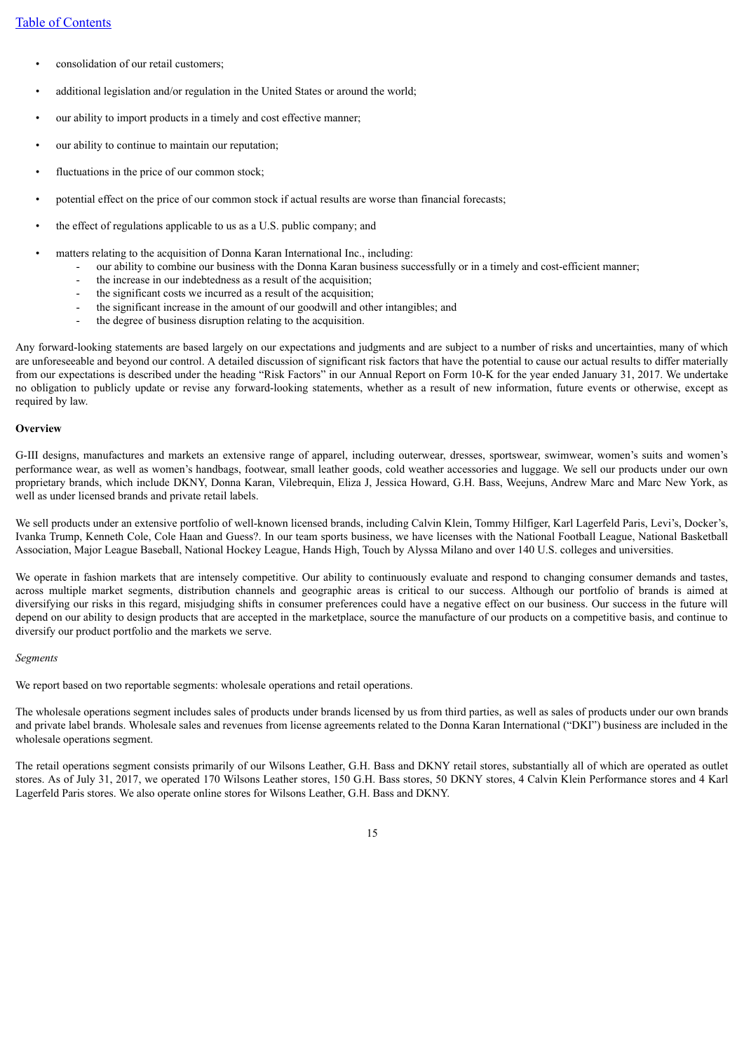- consolidation of our retail customers;
- additional legislation and/or regulation in the United States or around the world;
- our ability to import products in a timely and cost effective manner;
- our ability to continue to maintain our reputation;
- fluctuations in the price of our common stock;
- potential effect on the price of our common stock if actual results are worse than financial forecasts;
- the effect of regulations applicable to us as a U.S. public company; and
- matters relating to the acquisition of Donna Karan International Inc., including:
  - our ability to combine our business with the Donna Karan business successfully or in a timely and cost-efficient manner;
  - the increase in our indebtedness as a result of the acquisition;
  - the significant costs we incurred as a result of the acquisition;
  - the significant increase in the amount of our goodwill and other intangibles; and
  - the degree of business disruption relating to the acquisition.

Any forward-looking statements are based largely on our expectations and judgments and are subject to a number of risks and uncertainties, many of which are unforeseeable and beyond our control. A detailed discussion of significant risk factors that have the potential to cause our actual results to differ materially from our expectations is described under the heading "Risk Factors" in our Annual Report on Form 10-K for the year ended January 31, 2017. We undertake no obligation to publicly update or revise any forward-looking statements, whether as a result of new information, future events or otherwise, except as required by law.

**Overview**

G-III designs, manufactures and markets an extensive range of apparel, including outerwear, dresses, sportswear, swimwear, women's suits and women's performance wear, as well as women's handbags, footwear, small leather goods, cold weather accessories and luggage. We sell our products under our own proprietary brands, which include DKNY, Donna Karan, Vilebrequin, Eliza J, Jessica Howard, G.H. Bass, Weejuns, Andrew Marc and Marc New York, as well as under licensed brands and private retail labels.

We sell products under an extensive portfolio of well-known licensed brands, including Calvin Klein, Tommy Hilfiger, Karl Lagerfeld Paris, Levi's, Docker's, Ivanka Trump, Kenneth Cole, Cole Haan and Guess?. In our team sports business, we have licenses with the National Football League, National Basketball Association, Major League Baseball, National Hockey League, Hands High, Touch by Alyssa Milano and over 140 U.S. colleges and universities.

We operate in fashion markets that are intensely competitive. Our ability to continuously evaluate and respond to changing consumer demands and tastes, across multiple market segments, distribution channels and geographic areas is critical to our success. Although our portfolio of brands is aimed at diversifying our risks in this regard, misjudging shifts in consumer preferences could have a negative effect on our business. Our success in the future will depend on our ability to design products that are accepted in the marketplace, source the manufacture of our products on a competitive basis, and continue to diversify our product portfolio and the markets we serve.

*Segments*

We report based on two reportable segments: wholesale operations and retail operations.

The wholesale operations segment includes sales of products under brands licensed by us from third parties, as well as sales of products under our own brands and private label brands. Wholesale sales and revenues from license agreements related to the Donna Karan International ("DKI") business are included in the wholesale operations segment.

The retail operations segment consists primarily of our Wilsons Leather, G.H. Bass and DKNY retail stores, substantially all of which are operated as outlet stores. As of July 31, 2017, we operated 170 Wilsons Leather stores, 150 G.H. Bass stores, 50 DKNY stores, 4 Calvin Klein Performance stores and 4 Karl Lagerfeld Paris stores. We also operate online stores for Wilsons Leather, G.H. Bass and DKNY.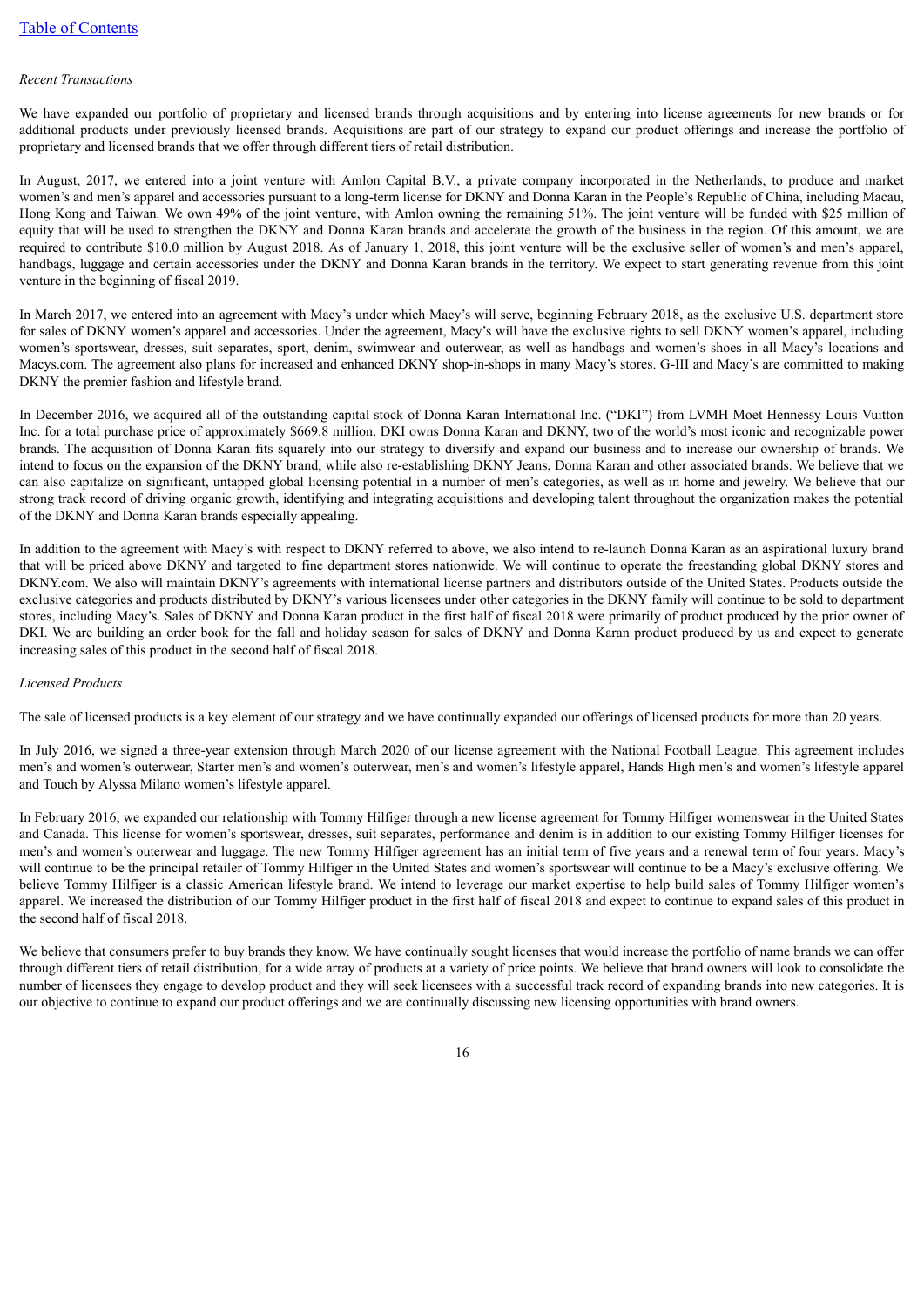*Recent Transactions*

We have expanded our portfolio of proprietary and licensed brands through acquisitions and by entering into license agreements for new brands or for additional products under previously licensed brands. Acquisitions are part of our strategy to expand our product offerings and increase the portfolio of proprietary and licensed brands that we offer through different tiers of retail distribution.

In August, 2017, we entered into a joint venture with Amlon Capital B.V., a private company incorporated in the Netherlands, to produce and market women's and men's apparel and accessories pursuant to a long-term license for DKNY and Donna Karan in the People's Republic of China, including Macau, Hong Kong and Taiwan. We own 49% of the joint venture, with Amlon owning the remaining 51%. The joint venture will be funded with $25 million of equity that will be used to strengthen the DKNY and Donna Karan brands and accelerate the growth of the business in the region. Of this amount, we are required to contribute $10.0 million by August 2018. As of January 1, 2018, this joint venture will be the exclusive seller of women's and men's apparel, handbags, luggage and certain accessories under the DKNY and Donna Karan brands in the territory. We expect to start generating revenue from this joint venture in the beginning of fiscal 2019.

In March 2017, we entered into an agreement with Macy's under which Macy's will serve, beginning February 2018, as the exclusive U.S. department store for sales of DKNY women's apparel and accessories. Under the agreement, Macy's will have the exclusive rights to sell DKNY women's apparel, including women's sportswear, dresses, suit separates, sport, denim, swimwear and outerwear, as well as handbags and women's shoes in all Macy's locations and Macys.com. The agreement also plans for increased and enhanced DKNY shop-in-shops in many Macy's stores. G-III and Macy's are committed to making DKNY the premier fashion and lifestyle brand.

In December 2016, we acquired all of the outstanding capital stock of Donna Karan International Inc. ("DKI") from LVMH Moet Hennessy Louis Vuitton Inc. for a total purchase price of approximately $669.8 million. DKI owns Donna Karan and DKNY, two of the world's most iconic and recognizable power brands. The acquisition of Donna Karan fits squarely into our strategy to diversify and expand our business and to increase our ownership of brands. We intend to focus on the expansion of the DKNY brand, while also re-establishing DKNY Jeans, Donna Karan and other associated brands. We believe that we can also capitalize on significant, untapped global licensing potential in a number of men's categories, as well as in home and jewelry. We believe that our strong track record of driving organic growth, identifying and integrating acquisitions and developing talent throughout the organization makes the potential of the DKNY and Donna Karan brands especially appealing.

In addition to the agreement with Macy's with respect to DKNY referred to above, we also intend to re-launch Donna Karan as an aspirational luxury brand that will be priced above DKNY and targeted to fine department stores nationwide. We will continue to operate the freestanding global DKNY stores and DKNY.com. We also will maintain DKNY's agreements with international license partners and distributors outside of the United States. Products outside the exclusive categories and products distributed by DKNY's various licensees under other categories in the DKNY family will continue to be sold to department stores, including Macy's. Sales of DKNY and Donna Karan product in the first half of fiscal 2018 were primarily of product produced by the prior owner of DKI. We are building an order book for the fall and holiday season for sales of DKNY and Donna Karan product produced by us and expect to generate increasing sales of this product in the second half of fiscal 2018.

*Licensed Products*

The sale of licensed products is a key element of our strategy and we have continually expanded our offerings of licensed products for more than 20 years.

In July 2016, we signed a three-year extension through March 2020 of our license agreement with the National Football League. This agreement includes men's and women's outerwear, Starter men's and women's outerwear, men's and women's lifestyle apparel, Hands High men's and women's lifestyle apparel and Touch by Alyssa Milano women's lifestyle apparel.

In February 2016, we expanded our relationship with Tommy Hilfiger through a new license agreement for Tommy Hilfiger womenswear in the United States and Canada. This license for women's sportswear, dresses, suit separates, performance and denim is in addition to our existing Tommy Hilfiger licenses for men's and women's outerwear and luggage. The new Tommy Hilfiger agreement has an initial term of five years and a renewal term of four years. Macy's will continue to be the principal retailer of Tommy Hilfiger in the United States and women's sportswear will continue to be a Macy's exclusive offering. We believe Tommy Hilfiger is a classic American lifestyle brand. We intend to leverage our market expertise to help build sales of Tommy Hilfiger women's apparel. We increased the distribution of our Tommy Hilfiger product in the first half of fiscal 2018 and expect to continue to expand sales of this product in the second half of fiscal 2018.

We believe that consumers prefer to buy brands they know. We have continually sought licenses that would increase the portfolio of name brands we can offer through different tiers of retail distribution, for a wide array of products at a variety of price points. We believe that brand owners will look to consolidate the number of licensees they engage to develop product and they will seek licensees with a successful track record of expanding brands into new categories. It is our objective to continue to expand our product offerings and we are continually discussing new licensing opportunities with brand owners.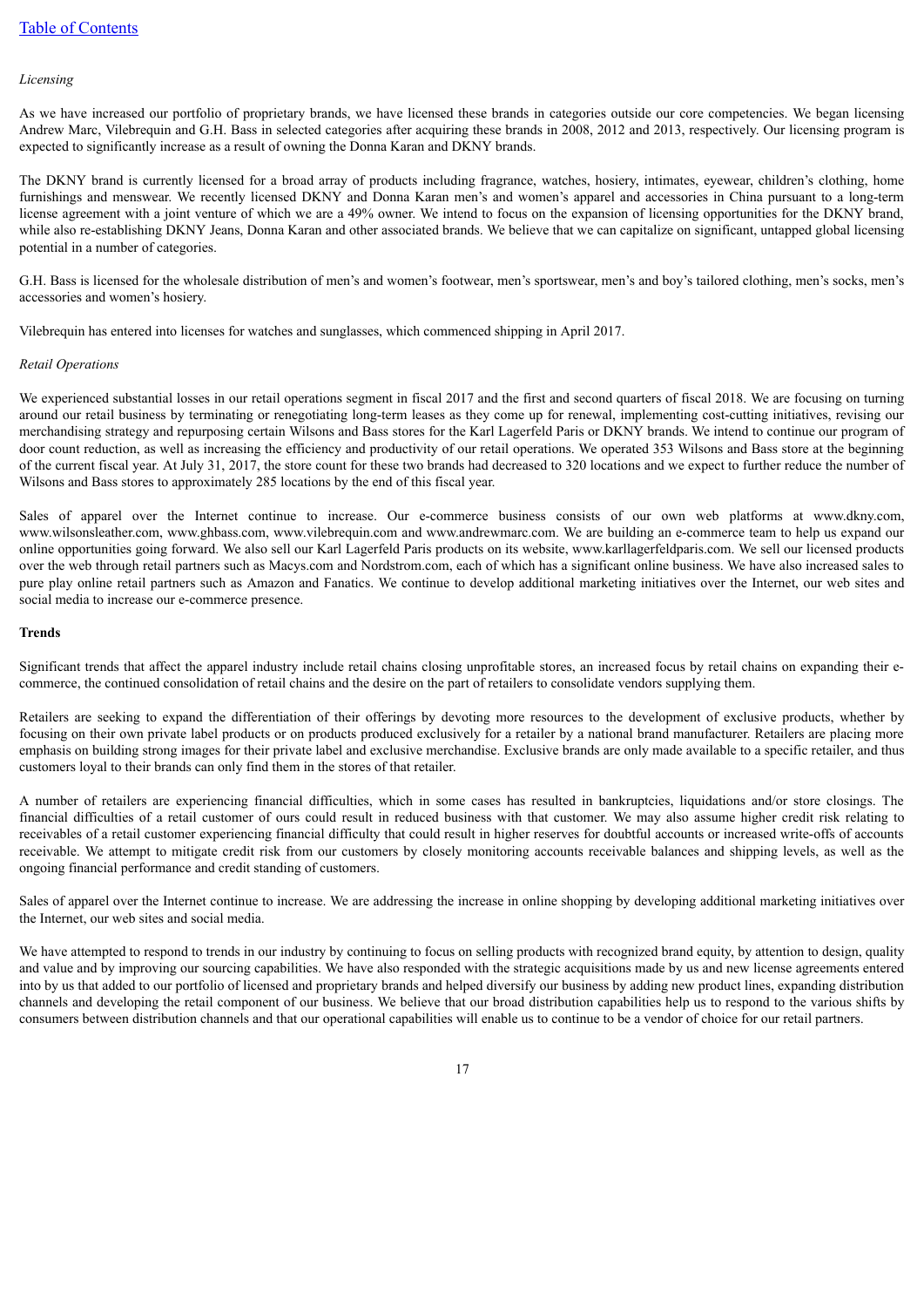*Licensing*

As we have increased our portfolio of proprietary brands, we have licensed these brands in categories outside our core competencies. We began licensing Andrew Marc, Vilebrequin and G.H. Bass in selected categories after acquiring these brands in 2008, 2012 and 2013, respectively. Our licensing program is expected to significantly increase as a result of owning the Donna Karan and DKNY brands.

The DKNY brand is currently licensed for a broad array of products including fragrance, watches, hosiery, intimates, eyewear, children's clothing, home furnishings and menswear. We recently licensed DKNY and Donna Karan men's and women's apparel and accessories in China pursuant to a long-term license agreement with a joint venture of which we are a 49% owner. We intend to focus on the expansion of licensing opportunities for the DKNY brand, while also re-establishing DKNY Jeans, Donna Karan and other associated brands. We believe that we can capitalize on significant, untapped global licensing potential in a number of categories.

G.H. Bass is licensed for the wholesale distribution of men's and women's footwear, men's sportswear, men's and boy's tailored clothing, men's socks, men's accessories and women's hosiery.

Vilebrequin has entered into licenses for watches and sunglasses, which commenced shipping in April 2017.

*Retail Operations*

We experienced substantial losses in our retail operations segment in fiscal 2017 and the first and second quarters of fiscal 2018. We are focusing on turning around our retail business by terminating or renegotiating long-term leases as they come up for renewal, implementing cost-cutting initiatives, revising our merchandising strategy and repurposing certain Wilsons and Bass stores for the Karl Lagerfeld Paris or DKNY brands. We intend to continue our program of door count reduction, as well as increasing the efficiency and productivity of our retail operations. We operated 353 Wilsons and Bass store at the beginning of the current fiscal year. At July 31, 2017, the store count for these two brands had decreased to 320 locations and we expect to further reduce the number of Wilsons and Bass stores to approximately 285 locations by the end of this fiscal year.

Sales of apparel over the Internet continue to increase. Our e-commerce business consists of our own web platforms at www.dkny.com, www.wilsonsleather.com, www.ghbass.com, www.vilebrequin.com and www.andrewmarc.com. We are building an e-commerce team to help us expand our online opportunities going forward. We also sell our Karl Lagerfeld Paris products on its website, www.karllagerfeldparis.com. We sell our licensed products over the web through retail partners such as Macys.com and Nordstrom.com, each of which has a significant online business. We have also increased sales to pure play online retail partners such as Amazon and Fanatics. We continue to develop additional marketing initiatives over the Internet, our web sites and social media to increase our e-commerce presence.

**Trends**

Significant trends that affect the apparel industry include retail chains closing unprofitable stores, an increased focus by retail chains on expanding their e-commerce, the continued consolidation of retail chains and the desire on the part of retailers to consolidate vendors supplying them.

Retailers are seeking to expand the differentiation of their offerings by devoting more resources to the development of exclusive products, whether by focusing on their own private label products or on products produced exclusively for a retailer by a national brand manufacturer. Retailers are placing more emphasis on building strong images for their private label and exclusive merchandise. Exclusive brands are only made available to a specific retailer, and thus customers loyal to their brands can only find them in the stores of that retailer.

A number of retailers are experiencing financial difficulties, which in some cases has resulted in bankruptcies, liquidations and/or store closings. The financial difficulties of a retail customer of ours could result in reduced business with that customer. We may also assume higher credit risk relating to receivables of a retail customer experiencing financial difficulty that could result in higher reserves for doubtful accounts or increased write-offs of accounts receivable. We attempt to mitigate credit risk from our customers by closely monitoring accounts receivable balances and shipping levels, as well as the ongoing financial performance and credit standing of customers.

Sales of apparel over the Internet continue to increase. We are addressing the increase in online shopping by developing additional marketing initiatives over the Internet, our web sites and social media.

We have attempted to respond to trends in our industry by continuing to focus on selling products with recognized brand equity, by attention to design, quality and value and by improving our sourcing capabilities. We have also responded with the strategic acquisitions made by us and new license agreements entered into by us that added to our portfolio of licensed and proprietary brands and helped diversify our business by adding new product lines, expanding distribution channels and developing the retail component of our business. We believe that our broad distribution capabilities help us to respond to the various shifts by consumers between distribution channels and that our operational capabilities will enable us to continue to be a vendor of choice for our retail partners.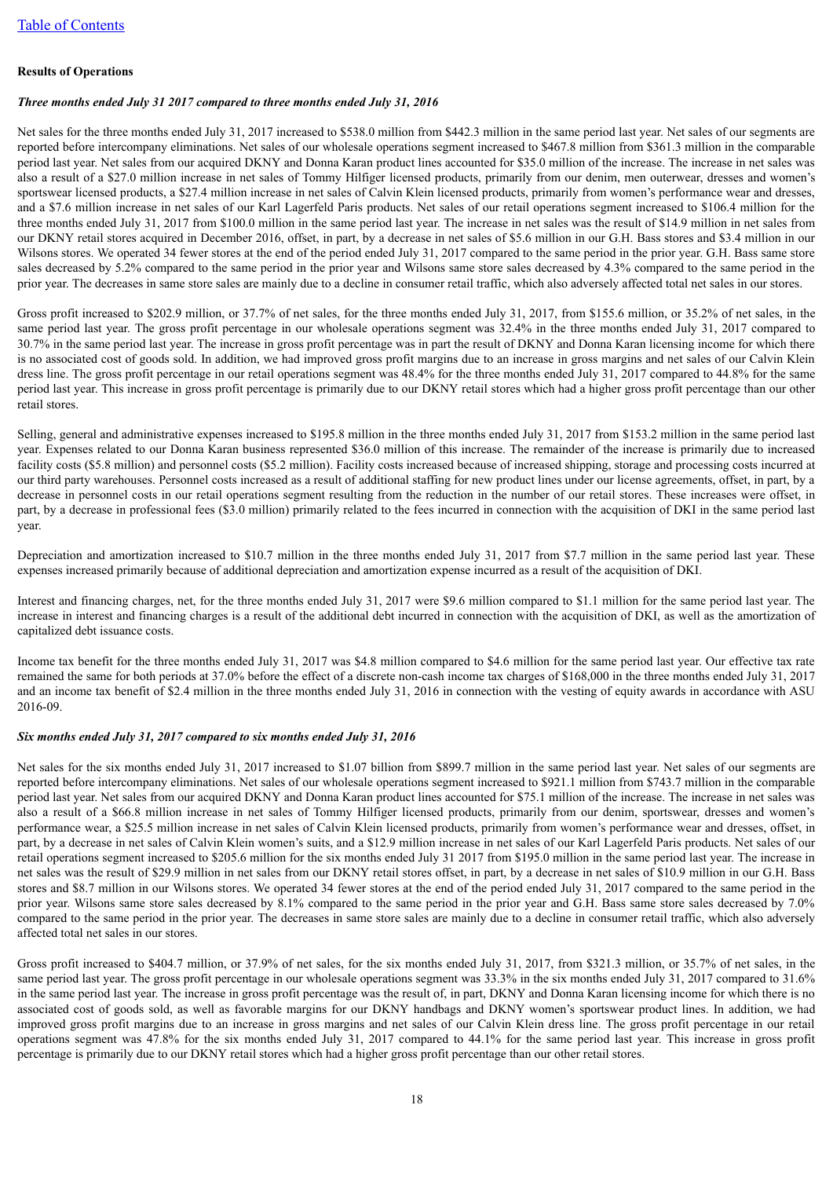[Table of Contents](#)

**Results of Operations**

***Three months ended July 31 2017 compared to three months ended July 31, 2016***

Net sales for the three months ended July 31, 2017 increased to $538.0 million from $442.3 million in the same period last year. Net sales of our segments are reported before intercompany eliminations. Net sales of our wholesale operations segment increased to $467.8 million from $361.3 million in the comparable period last year. Net sales from our acquired DKNY and Donna Karan product lines accounted for $35.0 million of the increase. The increase in net sales was also a result of a $27.0 million increase in net sales of Tommy Hilfiger licensed products, primarily from our denim, men outerwear, dresses and women's sportswear licensed products, a $27.4 million increase in net sales of Calvin Klein licensed products, primarily from women's performance wear and dresses, and a $7.6 million increase in net sales of our Karl Lagerfeld Paris products. Net sales of our retail operations segment increased to $106.4 million for the three months ended July 31, 2017 from $100.0 million in the same period last year. The increase in net sales was the result of $14.9 million in net sales from our DKNY retail stores acquired in December 2016, offset, in part, by a decrease in net sales of $5.6 million in our G.H. Bass stores and $3.4 million in our Wilsons stores. We operated 34 fewer stores at the end of the period ended July 31, 2017 compared to the same period in the prior year. G.H. Bass same store sales decreased by 5.2% compared to the same period in the prior year and Wilsons same store sales decreased by 4.3% compared to the same period in the prior year. The decreases in same store sales are mainly due to a decline in consumer retail traffic, which also adversely affected total net sales in our stores.

Gross profit increased to $202.9 million, or 37.7% of net sales, for the three months ended July 31, 2017, from $155.6 million, or 35.2% of net sales, in the same period last year. The gross profit percentage in our wholesale operations segment was 32.4% in the three months ended July 31, 2017 compared to 30.7% in the same period last year. The increase in gross profit percentage was in part the result of DKNY and Donna Karan licensing income for which there is no associated cost of goods sold. In addition, we had improved gross profit margins due to an increase in gross margins and net sales of our Calvin Klein dress line. The gross profit percentage in our retail operations segment was 48.4% for the three months ended July 31, 2017 compared to 44.8% for the same period last year. This increase in gross profit percentage is primarily due to our DKNY retail stores which had a higher gross profit percentage than our other retail stores.

Selling, general and administrative expenses increased to $195.8 million in the three months ended July 31, 2017 from $153.2 million in the same period last year. Expenses related to our Donna Karan business represented $36.0 million of this increase. The remainder of the increase is primarily due to increased facility costs ($5.8 million) and personnel costs ($5.2 million). Facility costs increased because of increased shipping, storage and processing costs incurred at our third party warehouses. Personnel costs increased as a result of additional staffing for new product lines under our license agreements, offset, in part, by a decrease in personnel costs in our retail operations segment resulting from the reduction in the number of our retail stores. These increases were offset, in part, by a decrease in professional fees ($3.0 million) primarily related to the fees incurred in connection with the acquisition of DKI in the same period last year.

Depreciation and amortization increased to $10.7 million in the three months ended July 31, 2017 from $7.7 million in the same period last year. These expenses increased primarily because of additional depreciation and amortization expense incurred as a result of the acquisition of DKI.

Interest and financing charges, net, for the three months ended July 31, 2017 were $9.6 million compared to $1.1 million for the same period last year. The increase in interest and financing charges is a result of the additional debt incurred in connection with the acquisition of DKI, as well as the amortization of capitalized debt issuance costs.

Income tax benefit for the three months ended July 31, 2017 was $4.8 million compared to $4.6 million for the same period last year. Our effective tax rate remained the same for both periods at 37.0% before the effect of a discrete non-cash income tax charges of $168,000 in the three months ended July 31, 2017 and an income tax benefit of $2.4 million in the three months ended July 31, 2016 in connection with the vesting of equity awards in accordance with ASU 2016-09.

***Six months ended July 31, 2017 compared to six months ended July 31, 2016***

Net sales for the six months ended July 31, 2017 increased to $1.07 billion from $899.7 million in the same period last year. Net sales of our segments are reported before intercompany eliminations. Net sales of our wholesale operations segment increased to $921.1 million from $743.7 million in the comparable period last year. Net sales from our acquired DKNY and Donna Karan product lines accounted for $75.1 million of the increase. The increase in net sales was also a result of a $66.8 million increase in net sales of Tommy Hilfiger licensed products, primarily from our denim, sportswear, dresses and women's performance wear, a $25.5 million increase in net sales of Calvin Klein licensed products, primarily from women's performance wear and dresses, offset, in part, by a decrease in net sales of Calvin Klein women's suits, and a $12.9 million increase in net sales of our Karl Lagerfeld Paris products. Net sales of our retail operations segment increased to $205.6 million for the six months ended July 31 2017 from $195.0 million in the same period last year. The increase in net sales was the result of $29.9 million in net sales from our DKNY retail stores offset, in part, by a decrease in net sales of $10.9 million in our G.H. Bass stores and $8.7 million in our Wilsons stores. We operated 34 fewer stores at the end of the period ended July 31, 2017 compared to the same period in the prior year. Wilsons same store sales decreased by 8.1% compared to the same period in the prior year and G.H. Bass same store sales decreased by 7.0% compared to the same period in the prior year. The decreases in same store sales are mainly due to a decline in consumer retail traffic, which also adversely affected total net sales in our stores.

Gross profit increased to $404.7 million, or 37.9% of net sales, for the six months ended July 31, 2017, from $321.3 million, or 35.7% of net sales, in the same period last year. The gross profit percentage in our wholesale operations segment was 33.3% in the six months ended July 31, 2017 compared to 31.6% in the same period last year. The increase in gross profit percentage was the result of, in part, DKNY and Donna Karan licensing income for which there is no associated cost of goods sold, as well as favorable margins for our DKNY handbags and DKNY women's sportswear product lines. In addition, we had improved gross profit margins due to an increase in gross margins and net sales of our Calvin Klein dress line. The gross profit percentage in our retail operations segment was 47.8% for the six months ended July 31, 2017 compared to 44.1% for the same period last year. This increase in gross profit percentage is primarily due to our DKNY retail stores which had a higher gross profit percentage than our other retail stores.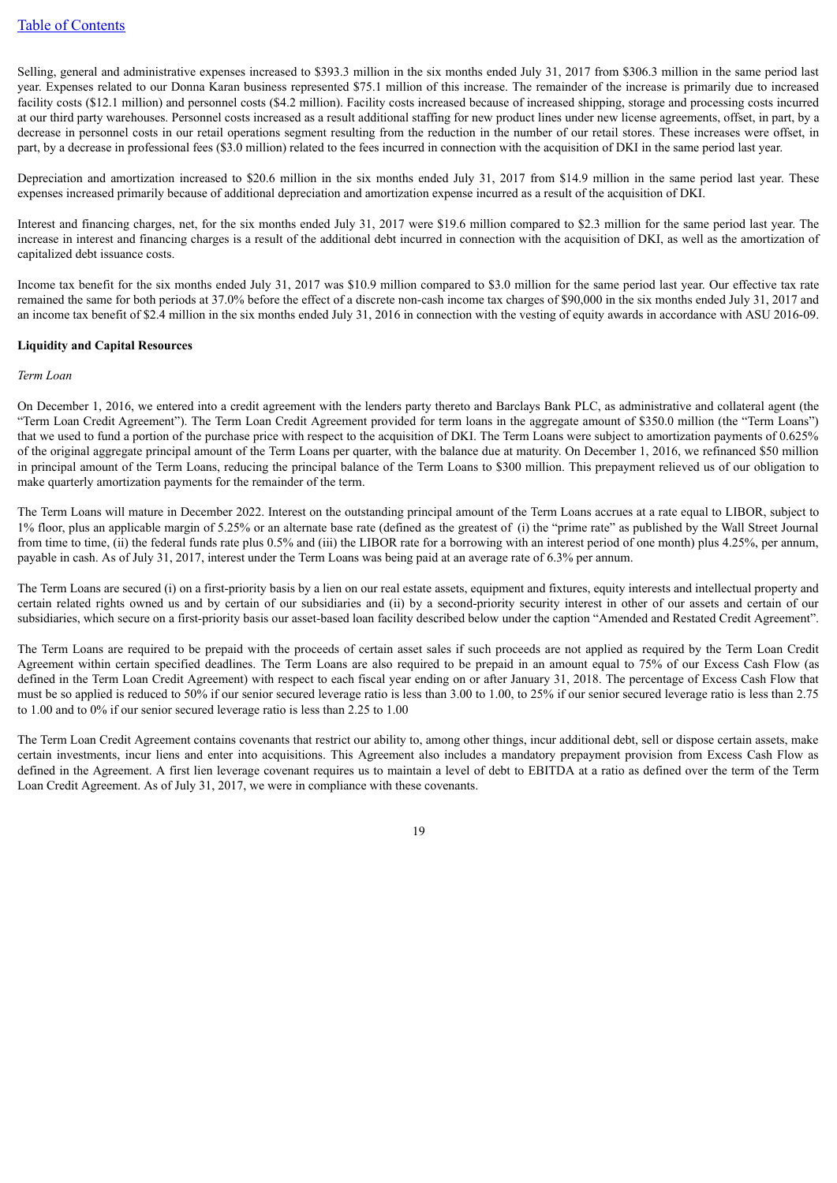Selling, general and administrative expenses increased to $393.3 million in the six months ended July 31, 2017 from $306.3 million in the same period last year. Expenses related to our Donna Karan business represented $75.1 million of this increase. The remainder of the increase is primarily due to increased facility costs ($12.1 million) and personnel costs ($4.2 million). Facility costs increased because of increased shipping, storage and processing costs incurred at our third party warehouses. Personnel costs increased as a result additional staffing for new product lines under new license agreements, offset, in part, by a decrease in personnel costs in our retail operations segment resulting from the reduction in the number of our retail stores. These increases were offset, in part, by a decrease in professional fees ($3.0 million) related to the fees incurred in connection with the acquisition of DKI in the same period last year.

Depreciation and amortization increased to $20.6 million in the six months ended July 31, 2017 from $14.9 million in the same period last year. These expenses increased primarily because of additional depreciation and amortization expense incurred as a result of the acquisition of DKI.

Interest and financing charges, net, for the six months ended July 31, 2017 were $19.6 million compared to $2.3 million for the same period last year. The increase in interest and financing charges is a result of the additional debt incurred in connection with the acquisition of DKI, as well as the amortization of capitalized debt issuance costs.

Income tax benefit for the six months ended July 31, 2017 was $10.9 million compared to $3.0 million for the same period last year. Our effective tax rate remained the same for both periods at 37.0% before the effect of a discrete non-cash income tax charges of $90,000 in the six months ended July 31, 2017 and an income tax benefit of $2.4 million in the six months ended July 31, 2016 in connection with the vesting of equity awards in accordance with ASU 2016-09.

**Liquidity and Capital Resources**

*Term Loan*

On December 1, 2016, we entered into a credit agreement with the lenders party thereto and Barclays Bank PLC, as administrative and collateral agent (the "Term Loan Credit Agreement"). The Term Loan Credit Agreement provided for term loans in the aggregate amount of $350.0 million (the "Term Loans") that we used to fund a portion of the purchase price with respect to the acquisition of DKI. The Term Loans were subject to amortization payments of 0.625% of the original aggregate principal amount of the Term Loans per quarter, with the balance due at maturity. On December 1, 2016, we refinanced $50 million in principal amount of the Term Loans, reducing the principal balance of the Term Loans to $300 million. This prepayment relieved us of our obligation to make quarterly amortization payments for the remainder of the term.

The Term Loans will mature in December 2022. Interest on the outstanding principal amount of the Term Loans accrues at a rate equal to LIBOR, subject to 1% floor, plus an applicable margin of 5.25% or an alternate base rate (defined as the greatest of (i) the "prime rate" as published by the Wall Street Journal from time to time, (ii) the federal funds rate plus 0.5% and (iii) the LIBOR rate for a borrowing with an interest period of one month) plus 4.25%, per annum, payable in cash. As of July 31, 2017, interest under the Term Loans was being paid at an average rate of 6.3% per annum.

The Term Loans are secured (i) on a first-priority basis by a lien on our real estate assets, equipment and fixtures, equity interests and intellectual property and certain related rights owned us and by certain of our subsidiaries and (ii) by a second-priority security interest in other of our assets and certain of our subsidiaries, which secure on a first-priority basis our asset-based loan facility described below under the caption "Amended and Restated Credit Agreement".

The Term Loans are required to be prepaid with the proceeds of certain asset sales if such proceeds are not applied as required by the Term Loan Credit Agreement within certain specified deadlines. The Term Loans are also required to be prepaid in an amount equal to 75% of our Excess Cash Flow (as defined in the Term Loan Credit Agreement) with respect to each fiscal year ending on or after January 31, 2018. The percentage of Excess Cash Flow that must be so applied is reduced to 50% if our senior secured leverage ratio is less than 3.00 to 1.00, to 25% if our senior secured leverage ratio is less than 2.75 to 1.00 and to 0% if our senior secured leverage ratio is less than 2.25 to 1.00

The Term Loan Credit Agreement contains covenants that restrict our ability to, among other things, incur additional debt, sell or dispose certain assets, make certain investments, incur liens and enter into acquisitions. This Agreement also includes a mandatory prepayment provision from Excess Cash Flow as defined in the Agreement. A first lien leverage covenant requires us to maintain a level of debt to EBITDA at a ratio as defined over the term of the Term Loan Credit Agreement. As of July 31, 2017, we were in compliance with these covenants.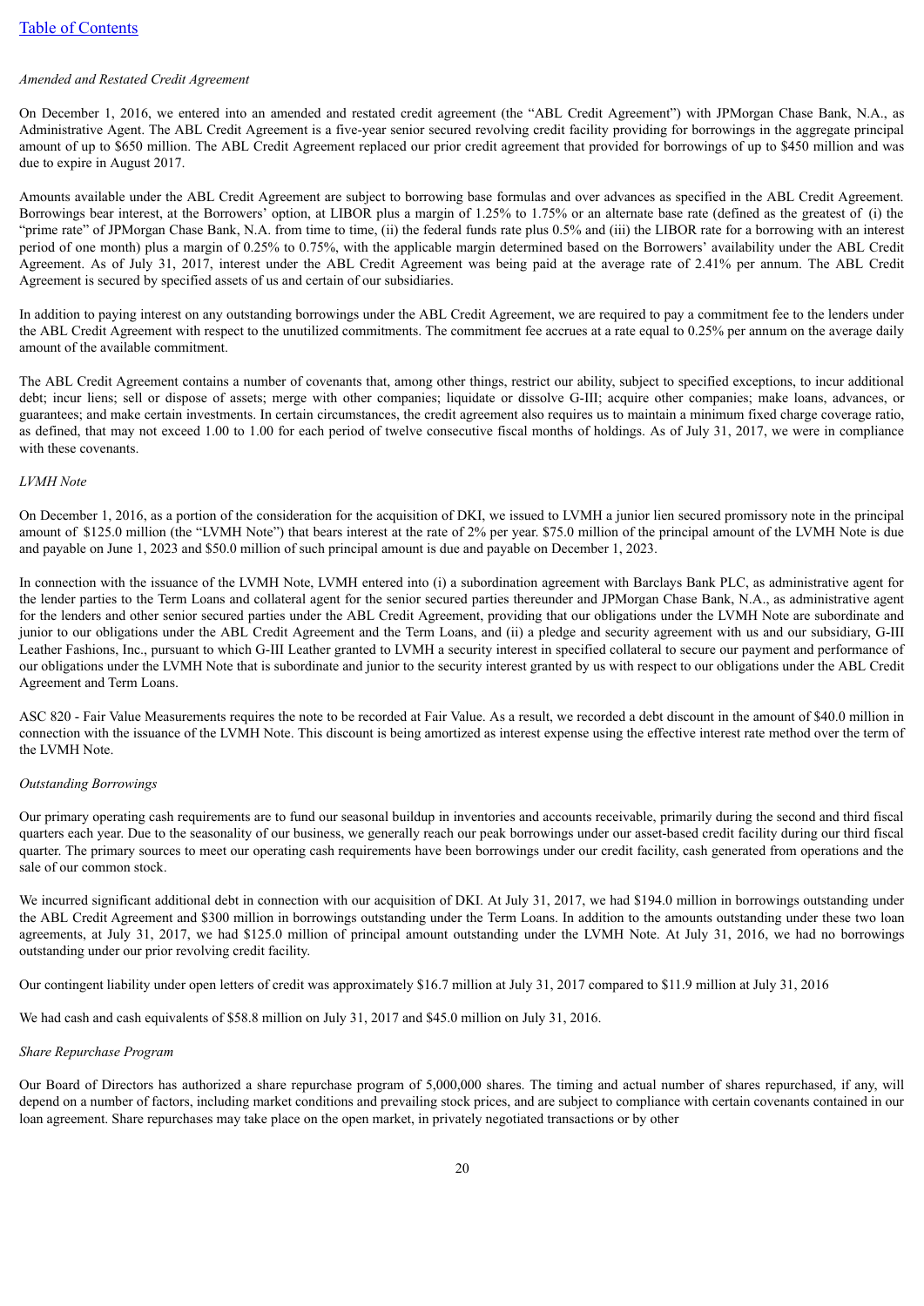[Table of Contents](#)

*Amended and Restated Credit Agreement*

On December 1, 2016, we entered into an amended and restated credit agreement (the "ABL Credit Agreement") with JPMorgan Chase Bank, N.A., as Administrative Agent. The ABL Credit Agreement is a five-year senior secured revolving credit facility providing for borrowings in the aggregate principal amount of up to $650 million. The ABL Credit Agreement replaced our prior credit agreement that provided for borrowings of up to $450 million and was due to expire in August 2017.

Amounts available under the ABL Credit Agreement are subject to borrowing base formulas and over advances as specified in the ABL Credit Agreement. Borrowings bear interest, at the Borrowers' option, at LIBOR plus a margin of 1.25% to 1.75% or an alternate base rate (defined as the greatest of (i) the "prime rate" of JPMorgan Chase Bank, N.A. from time to time, (ii) the federal funds rate plus 0.5% and (iii) the LIBOR rate for a borrowing with an interest period of one month) plus a margin of 0.25% to 0.75%, with the applicable margin determined based on the Borrowers' availability under the ABL Credit Agreement. As of July 31, 2017, interest under the ABL Credit Agreement was being paid at the average rate of 2.41% per annum. The ABL Credit Agreement is secured by specified assets of us and certain of our subsidiaries.

In addition to paying interest on any outstanding borrowings under the ABL Credit Agreement, we are required to pay a commitment fee to the lenders under the ABL Credit Agreement with respect to the unutilized commitments. The commitment fee accrues at a rate equal to 0.25% per annum on the average daily amount of the available commitment.

The ABL Credit Agreement contains a number of covenants that, among other things, restrict our ability, subject to specified exceptions, to incur additional debt; incur liens; sell or dispose of assets; merge with other companies; liquidate or dissolve G-III; acquire other companies; make loans, advances, or guarantees; and make certain investments. In certain circumstances, the credit agreement also requires us to maintain a minimum fixed charge coverage ratio, as defined, that may not exceed 1.00 to 1.00 for each period of twelve consecutive fiscal months of holdings. As of July 31, 2017, we were in compliance with these covenants.

*LVMH Note*

On December 1, 2016, as a portion of the consideration for the acquisition of DKI, we issued to LVMH a junior lien secured promissory note in the principal amount of $125.0 million (the "LVMH Note") that bears interest at the rate of 2% per year. $75.0 million of the principal amount of the LVMH Note is due and payable on June 1, 2023 and $50.0 million of such principal amount is due and payable on December 1, 2023.

In connection with the issuance of the LVMH Note, LVMH entered into (i) a subordination agreement with Barclays Bank PLC, as administrative agent for the lender parties to the Term Loans and collateral agent for the senior secured parties thereunder and JPMorgan Chase Bank, N.A., as administrative agent for the lenders and other senior secured parties under the ABL Credit Agreement, providing that our obligations under the LVMH Note are subordinate and junior to our obligations under the ABL Credit Agreement and the Term Loans, and (ii) a pledge and security agreement with us and our subsidiary, G-III Leather Fashions, Inc., pursuant to which G-III Leather granted to LVMH a security interest in specified collateral to secure our payment and performance of our obligations under the LVMH Note that is subordinate and junior to the security interest granted by us with respect to our obligations under the ABL Credit Agreement and Term Loans.

ASC 820 - Fair Value Measurements requires the note to be recorded at Fair Value. As a result, we recorded a debt discount in the amount of $40.0 million in connection with the issuance of the LVMH Note. This discount is being amortized as interest expense using the effective interest rate method over the term of the LVMH Note.

*Outstanding Borrowings*

Our primary operating cash requirements are to fund our seasonal buildup in inventories and accounts receivable, primarily during the second and third fiscal quarters each year. Due to the seasonality of our business, we generally reach our peak borrowings under our asset-based credit facility during our third fiscal quarter. The primary sources to meet our operating cash requirements have been borrowings under our credit facility, cash generated from operations and the sale of our common stock.

We incurred significant additional debt in connection with our acquisition of DKI. At July 31, 2017, we had $194.0 million in borrowings outstanding under the ABL Credit Agreement and $300 million in borrowings outstanding under the Term Loans. In addition to the amounts outstanding under these two loan agreements, at July 31, 2017, we had $125.0 million of principal amount outstanding under the LVMH Note. At July 31, 2016, we had no borrowings outstanding under our prior revolving credit facility.

Our contingent liability under open letters of credit was approximately $16.7 million at July 31, 2017 compared to $11.9 million at July 31, 2016

We had cash and cash equivalents of $58.8 million on July 31, 2017 and $45.0 million on July 31, 2016.

*Share Repurchase Program*

Our Board of Directors has authorized a share repurchase program of 5,000,000 shares. The timing and actual number of shares repurchased, if any, will depend on a number of factors, including market conditions and prevailing stock prices, and are subject to compliance with certain covenants contained in our loan agreement. Share repurchases may take place on the open market, in privately negotiated transactions or by other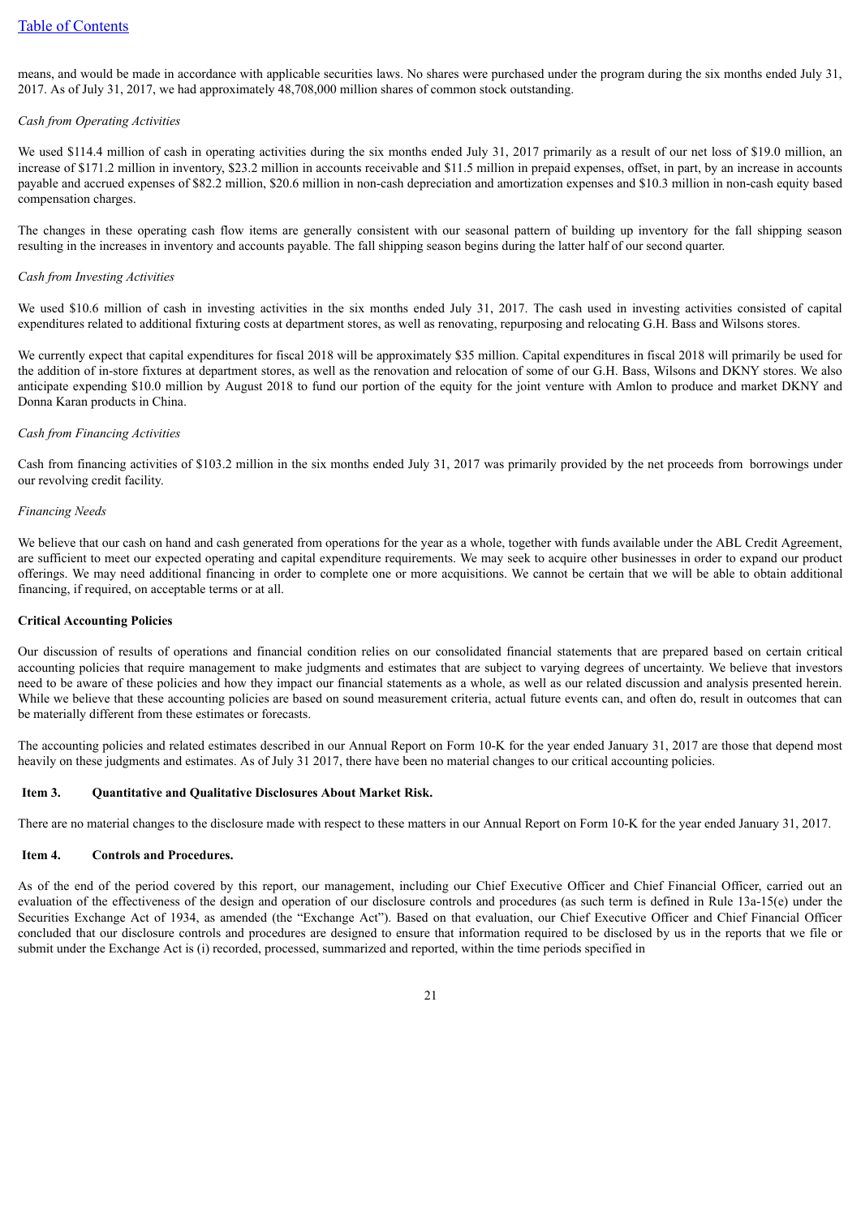means, and would be made in accordance with applicable securities laws. No shares were purchased under the program during the six months ended July 31, 2017. As of July 31, 2017, we had approximately 48,708,000 million shares of common stock outstanding.

*Cash from Operating Activities*

We used $114.4 million of cash in operating activities during the six months ended July 31, 2017 primarily as a result of our net loss of $19.0 million, an increase of $171.2 million in inventory, $23.2 million in accounts receivable and $11.5 million in prepaid expenses, offset, in part, by an increase in accounts payable and accrued expenses of $82.2 million, $20.6 million in non-cash depreciation and amortization expenses and $10.3 million in non-cash equity based compensation charges.

The changes in these operating cash flow items are generally consistent with our seasonal pattern of building up inventory for the fall shipping season resulting in the increases in inventory and accounts payable. The fall shipping season begins during the latter half of our second quarter.

*Cash from Investing Activities*

We used $10.6 million of cash in investing activities in the six months ended July 31, 2017. The cash used in investing activities consisted of capital expenditures related to additional fixturing costs at department stores, as well as renovating, repurposing and relocating G.H. Bass and Wilsons stores.

We currently expect that capital expenditures for fiscal 2018 will be approximately $35 million. Capital expenditures in fiscal 2018 will primarily be used for the addition of in-store fixtures at department stores, as well as the renovation and relocation of some of our G.H. Bass, Wilsons and DKNY stores. We also anticipate expending $10.0 million by August 2018 to fund our portion of the equity for the joint venture with Amlon to produce and market DKNY and Donna Karan products in China.

*Cash from Financing Activities*

Cash from financing activities of $103.2 million in the six months ended July 31, 2017 was primarily provided by the net proceeds from borrowings under our revolving credit facility.

*Financing Needs*

We believe that our cash on hand and cash generated from operations for the year as a whole, together with funds available under the ABL Credit Agreement, are sufficient to meet our expected operating and capital expenditure requirements. We may seek to acquire other businesses in order to expand our product offerings. We may need additional financing in order to complete one or more acquisitions. We cannot be certain that we will be able to obtain additional financing, if required, on acceptable terms or at all.

**Critical Accounting Policies**

Our discussion of results of operations and financial condition relies on our consolidated financial statements that are prepared based on certain critical accounting policies that require management to make judgments and estimates that are subject to varying degrees of uncertainty. We believe that investors need to be aware of these policies and how they impact our financial statements as a whole, as well as our related discussion and analysis presented herein. While we believe that these accounting policies are based on sound measurement criteria, actual future events can, and often do, result in outcomes that can be materially different from these estimates or forecasts.

The accounting policies and related estimates described in our Annual Report on Form 10-K for the year ended January 31, 2017 are those that depend most heavily on these judgments and estimates. As of July 31 2017, there have been no material changes to our critical accounting policies.

## Item 3. Quantitative and Qualitative Disclosures About Market Risk.

There are no material changes to the disclosure made with respect to these matters in our Annual Report on Form 10-K for the year ended January 31, 2017.

## Item 4. Controls and Procedures.

As of the end of the period covered by this report, our management, including our Chief Executive Officer and Chief Financial Officer, carried out an evaluation of the effectiveness of the design and operation of our disclosure controls and procedures (as such term is defined in Rule 13a-15(e) under the Securities Exchange Act of 1934, as amended (the "Exchange Act"). Based on that evaluation, our Chief Executive Officer and Chief Financial Officer concluded that our disclosure controls and procedures are designed to ensure that information required to be disclosed by us in the reports that we file or submit under the Exchange Act is (i) recorded, processed, summarized and reported, within the time periods specified in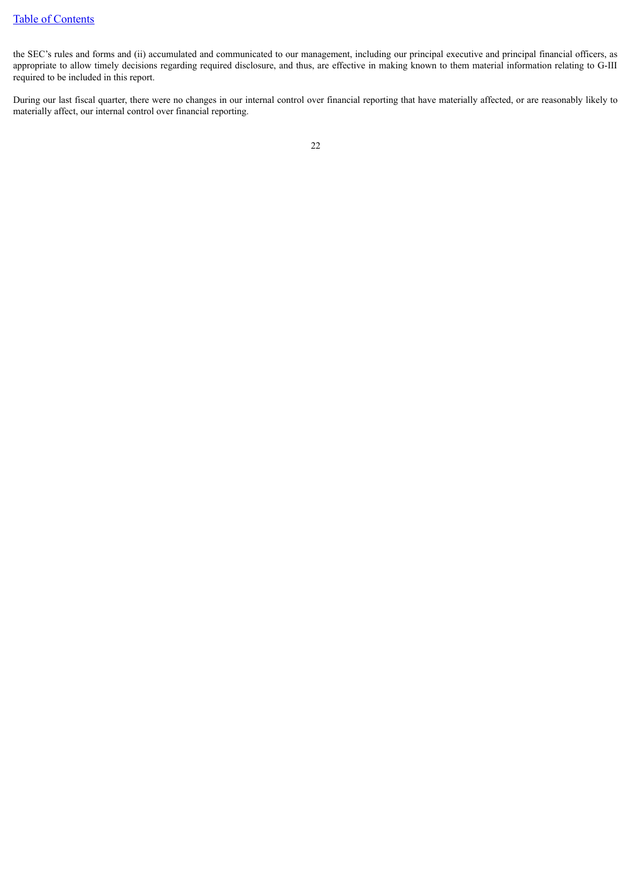the SEC’s rules and forms and (ii) accumulated and communicated to our management, including our principal executive and principal financial officers, as appropriate to allow timely decisions regarding required disclosure, and thus, are effective in making known to them material information relating to G-III required to be included in this report.

During our last fiscal quarter, there were no changes in our internal control over financial reporting that have materially affected, or are reasonably likely to materially affect, our internal control over financial reporting.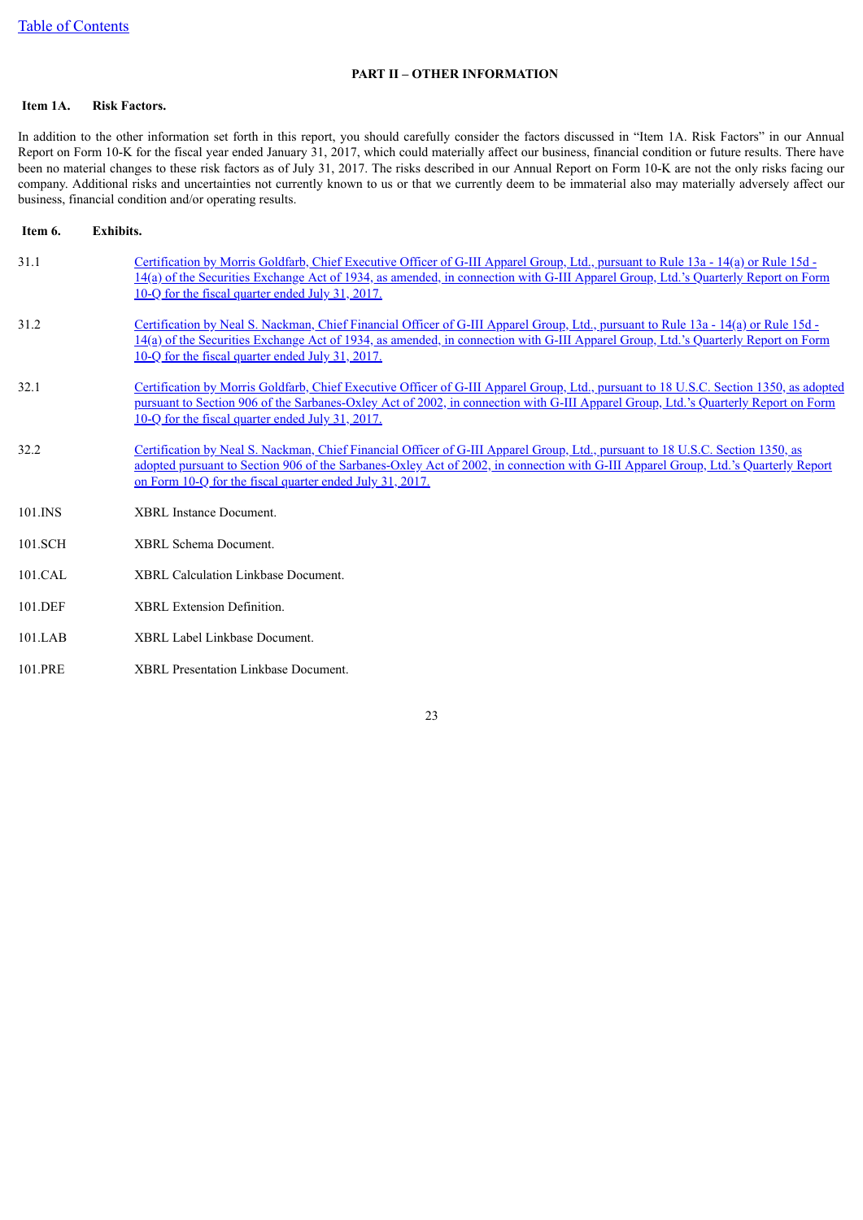Table of Contents

## PART II – OTHER INFORMATION

### Item 1A. Risk Factors.

In addition to the other information set forth in this report, you should carefully consider the factors discussed in "Item 1A. Risk Factors" in our Annual Report on Form 10-K for the fiscal year ended January 31, 2017, which could materially affect our business, financial condition or future results. There have been no material changes to these risk factors as of July 31, 2017. The risks described in our Annual Report on Form 10-K are not the only risks facing our company. Additional risks and uncertainties not currently known to us or that we currently deem to be immaterial also may materially adversely affect our business, financial condition and/or operating results.

### Item 6. Exhibits.

| | |
|---|---|
| 31.1 | Certification by Morris Goldfarb, Chief Executive Officer of G-III Apparel Group, Ltd., pursuant to Rule 13a - 14(a) or Rule 15d - 14(a) of the Securities Exchange Act of 1934, as amended, in connection with G-III Apparel Group, Ltd.'s Quarterly Report on Form 10-Q for the fiscal quarter ended July 31, 2017. |
| 31.2 | Certification by Neal S. Nackman, Chief Financial Officer of G-III Apparel Group, Ltd., pursuant to Rule 13a - 14(a) or Rule 15d - 14(a) of the Securities Exchange Act of 1934, as amended, in connection with G-III Apparel Group, Ltd.'s Quarterly Report on Form 10-Q for the fiscal quarter ended July 31, 2017. |
| 32.1 | Certification by Morris Goldfarb, Chief Executive Officer of G-III Apparel Group, Ltd., pursuant to 18 U.S.C. Section 1350, as adopted pursuant to Section 906 of the Sarbanes-Oxley Act of 2002, in connection with G-III Apparel Group, Ltd.'s Quarterly Report on Form 10-Q for the fiscal quarter ended July 31, 2017. |
| 32.2 | Certification by Neal S. Nackman, Chief Financial Officer of G-III Apparel Group, Ltd., pursuant to 18 U.S.C. Section 1350, as adopted pursuant to Section 906 of the Sarbanes-Oxley Act of 2002, in connection with G-III Apparel Group, Ltd.'s Quarterly Report on Form 10-Q for the fiscal quarter ended July 31, 2017. |
| 101.INS | XBRL Instance Document. |
| 101.SCH | XBRL Schema Document. |
| 101.CAL | XBRL Calculation Linkbase Document. |
| 101.DEF | XBRL Extension Definition. |
| 101.LAB | XBRL Label Linkbase Document. |
| 101.PRE | XBRL Presentation Linkbase Document. |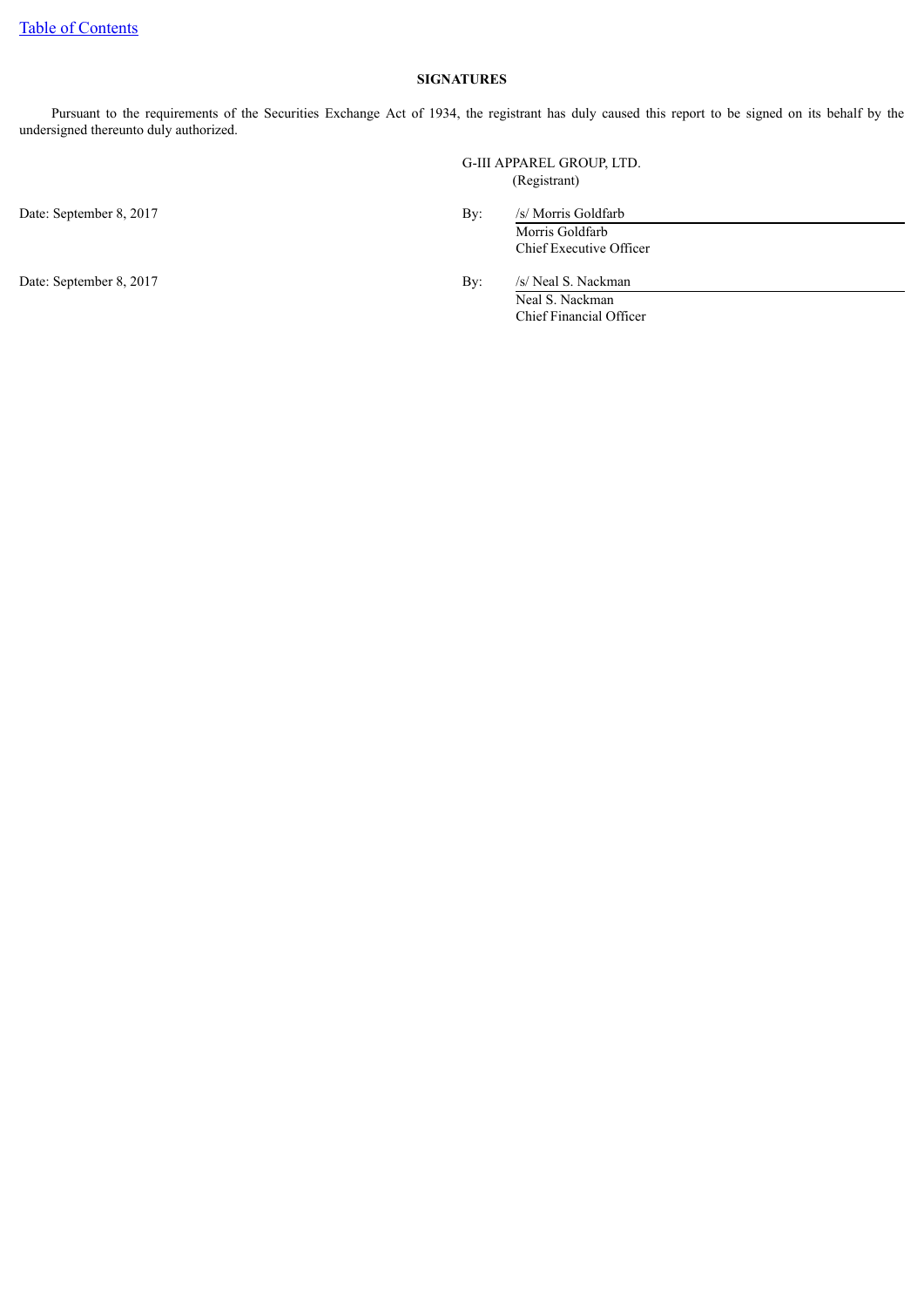[Table of Contents](#)

**SIGNATURES**

Pursuant to the requirements of the Securities Exchange Act of 1934, the registrant has duly caused this report to be signed on its behalf by the undersigned thereunto duly authorized.

G-III APPAREL GROUP, LTD.
(Registrant)

| | | |
|---|---|---|
| Date: September 8, 2017 | By: | /s/ Morris Goldfarb<br>Morris Goldfarb<br>Chief Executive Officer |
| Date: September 8, 2017 | By: | /s/ Neal S. Nackman<br>Neal S. Nackman<br>Chief Financial Officer |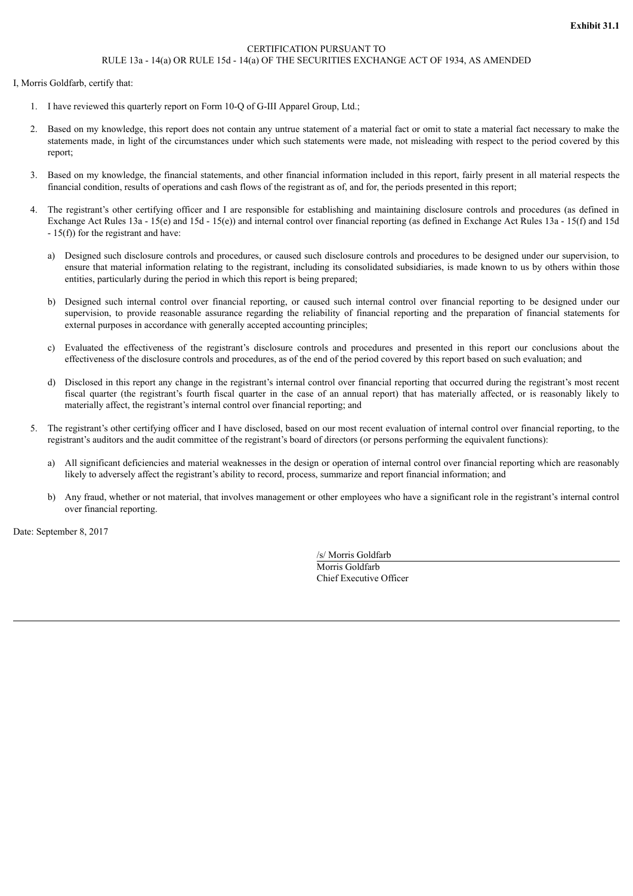**Exhibit 31.1**

CERTIFICATION PURSUANT TO
RULE 13a - 14(a) OR RULE 15d - 14(a) OF THE SECURITIES EXCHANGE ACT OF 1934, AS AMENDED

I, Morris Goldfarb, certify that:

1. I have reviewed this quarterly report on Form 10-Q of G-III Apparel Group, Ltd.;

2. Based on my knowledge, this report does not contain any untrue statement of a material fact or omit to state a material fact necessary to make the statements made, in light of the circumstances under which such statements were made, not misleading with respect to the period covered by this report;

3. Based on my knowledge, the financial statements, and other financial information included in this report, fairly present in all material respects the financial condition, results of operations and cash flows of the registrant as of, and for, the periods presented in this report;

4. The registrant's other certifying officer and I are responsible for establishing and maintaining disclosure controls and procedures (as defined in Exchange Act Rules 13a - 15(e) and 15d - 15(e)) and internal control over financial reporting (as defined in Exchange Act Rules 13a - 15(f) and 15d - 15(f)) for the registrant and have:

   a) Designed such disclosure controls and procedures, or caused such disclosure controls and procedures to be designed under our supervision, to ensure that material information relating to the registrant, including its consolidated subsidiaries, is made known to us by others within those entities, particularly during the period in which this report is being prepared;

   b) Designed such internal control over financial reporting, or caused such internal control over financial reporting to be designed under our supervision, to provide reasonable assurance regarding the reliability of financial reporting and the preparation of financial statements for external purposes in accordance with generally accepted accounting principles;

   c) Evaluated the effectiveness of the registrant's disclosure controls and procedures and presented in this report our conclusions about the effectiveness of the disclosure controls and procedures, as of the end of the period covered by this report based on such evaluation; and

   d) Disclosed in this report any change in the registrant's internal control over financial reporting that occurred during the registrant's most recent fiscal quarter (the registrant's fourth fiscal quarter in the case of an annual report) that has materially affected, or is reasonably likely to materially affect, the registrant's internal control over financial reporting; and

5. The registrant's other certifying officer and I have disclosed, based on our most recent evaluation of internal control over financial reporting, to the registrant's auditors and the audit committee of the registrant's board of directors (or persons performing the equivalent functions):

   a) All significant deficiencies and material weaknesses in the design or operation of internal control over financial reporting which are reasonably likely to adversely affect the registrant's ability to record, process, summarize and report financial information; and

   b) Any fraud, whether or not material, that involves management or other employees who have a significant role in the registrant's internal control over financial reporting.

Date: September 8, 2017

/s/ Morris Goldfarb
Morris Goldfarb
Chief Executive Officer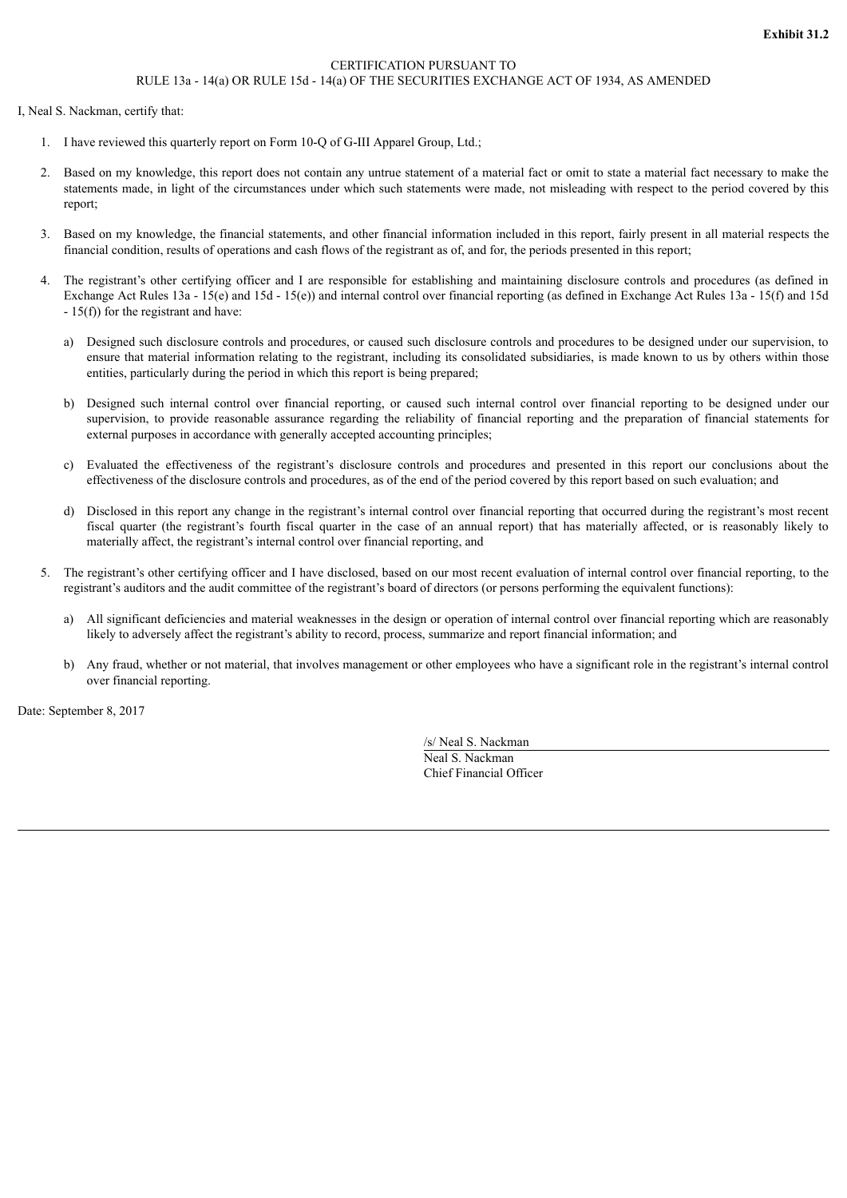**Exhibit 31.2**

CERTIFICATION PURSUANT TO
RULE 13a - 14(a) OR RULE 15d - 14(a) OF THE SECURITIES EXCHANGE ACT OF 1934, AS AMENDED

I, Neal S. Nackman, certify that:

1. I have reviewed this quarterly report on Form 10-Q of G-III Apparel Group, Ltd.;

2. Based on my knowledge, this report does not contain any untrue statement of a material fact or omit to state a material fact necessary to make the statements made, in light of the circumstances under which such statements were made, not misleading with respect to the period covered by this report;

3. Based on my knowledge, the financial statements, and other financial information included in this report, fairly present in all material respects the financial condition, results of operations and cash flows of the registrant as of, and for, the periods presented in this report;

4. The registrant's other certifying officer and I are responsible for establishing and maintaining disclosure controls and procedures (as defined in Exchange Act Rules 13a - 15(e) and 15d - 15(e)) and internal control over financial reporting (as defined in Exchange Act Rules 13a - 15(f) and 15d - 15(f)) for the registrant and have:

   a) Designed such disclosure controls and procedures, or caused such disclosure controls and procedures to be designed under our supervision, to ensure that material information relating to the registrant, including its consolidated subsidiaries, is made known to us by others within those entities, particularly during the period in which this report is being prepared;

   b) Designed such internal control over financial reporting, or caused such internal control over financial reporting to be designed under our supervision, to provide reasonable assurance regarding the reliability of financial reporting and the preparation of financial statements for external purposes in accordance with generally accepted accounting principles;

   c) Evaluated the effectiveness of the registrant's disclosure controls and procedures and presented in this report our conclusions about the effectiveness of the disclosure controls and procedures, as of the end of the period covered by this report based on such evaluation; and

   d) Disclosed in this report any change in the registrant's internal control over financial reporting that occurred during the registrant's most recent fiscal quarter (the registrant's fourth fiscal quarter in the case of an annual report) that has materially affected, or is reasonably likely to materially affect, the registrant's internal control over financial reporting, and

5. The registrant's other certifying officer and I have disclosed, based on our most recent evaluation of internal control over financial reporting, to the registrant's auditors and the audit committee of the registrant's board of directors (or persons performing the equivalent functions):

   a) All significant deficiencies and material weaknesses in the design or operation of internal control over financial reporting which are reasonably likely to adversely affect the registrant's ability to record, process, summarize and report financial information; and

   b) Any fraud, whether or not material, that involves management or other employees who have a significant role in the registrant's internal control over financial reporting.

Date: September 8, 2017

/s/ Neal S. Nackman
Neal S. Nackman
Chief Financial Officer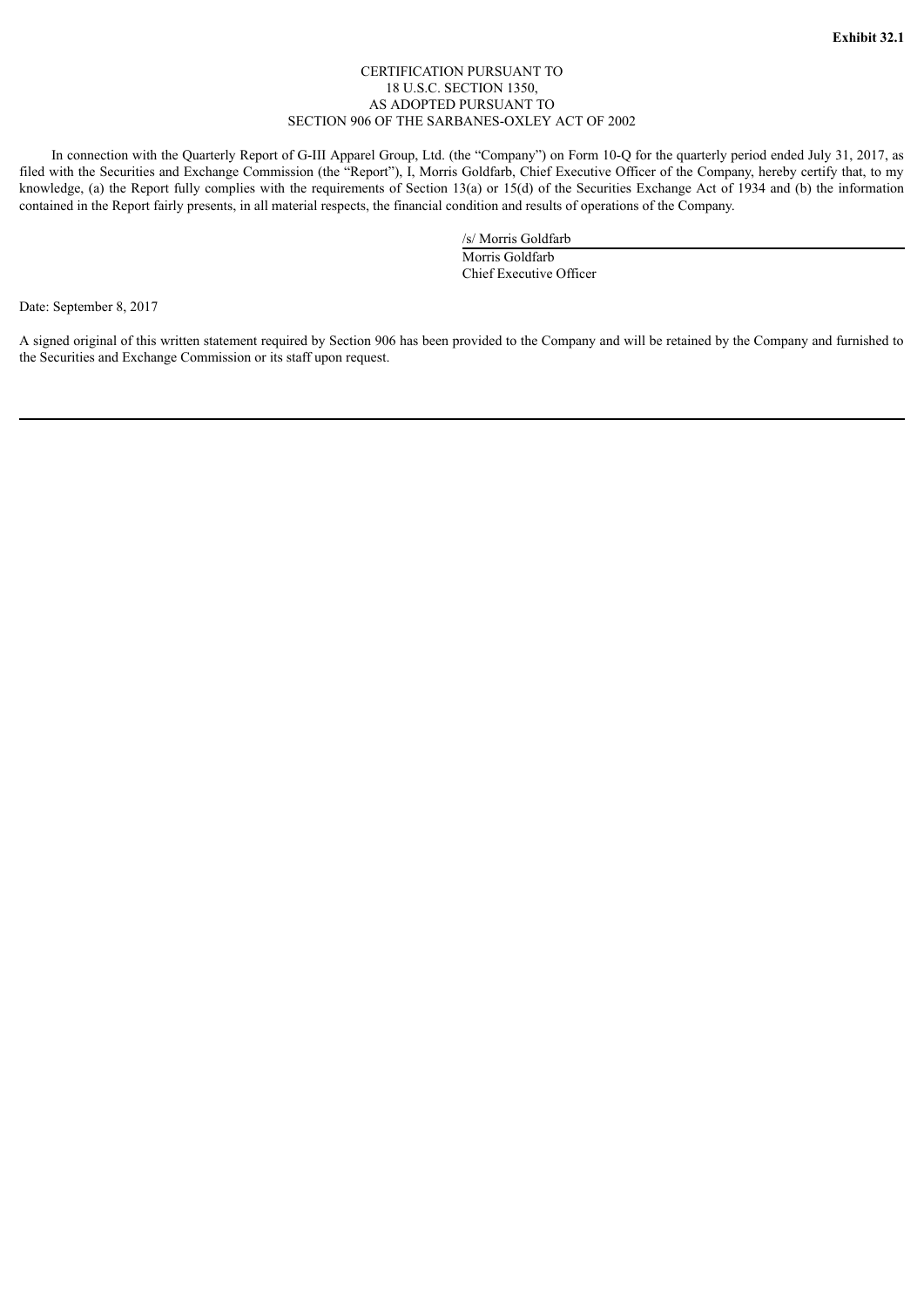**Exhibit 32.1**

CERTIFICATION PURSUANT TO
18 U.S.C. SECTION 1350,
AS ADOPTED PURSUANT TO
SECTION 906 OF THE SARBANES-OXLEY ACT OF 2002

In connection with the Quarterly Report of G-III Apparel Group, Ltd. (the "Company") on Form 10-Q for the quarterly period ended July 31, 2017, as filed with the Securities and Exchange Commission (the "Report"), I, Morris Goldfarb, Chief Executive Officer of the Company, hereby certify that, to my knowledge, (a) the Report fully complies with the requirements of Section 13(a) or 15(d) of the Securities Exchange Act of 1934 and (b) the information contained in the Report fairly presents, in all material respects, the financial condition and results of operations of the Company.

/s/ Morris Goldfarb
Morris Goldfarb
Chief Executive Officer

Date: September 8, 2017

A signed original of this written statement required by Section 906 has been provided to the Company and will be retained by the Company and furnished to the Securities and Exchange Commission or its staff upon request.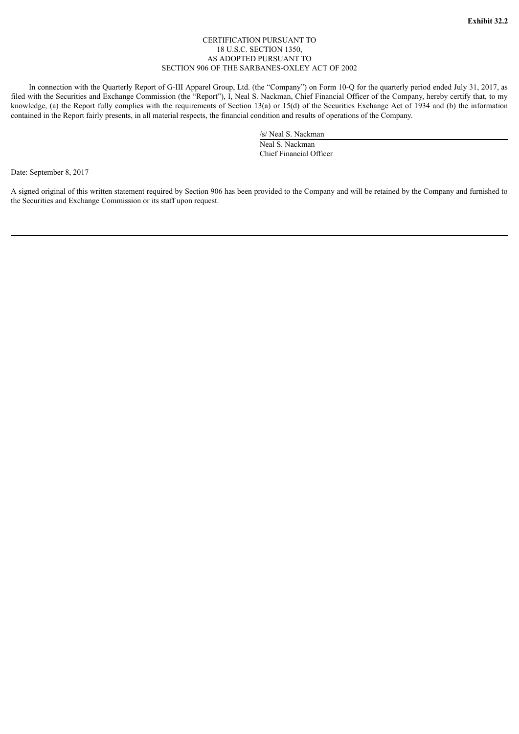**Exhibit 32.2**

CERTIFICATION PURSUANT TO
18 U.S.C. SECTION 1350,
AS ADOPTED PURSUANT TO
SECTION 906 OF THE SARBANES-OXLEY ACT OF 2002

In connection with the Quarterly Report of G-III Apparel Group, Ltd. (the "Company") on Form 10-Q for the quarterly period ended July 31, 2017, as filed with the Securities and Exchange Commission (the "Report"), I, Neal S. Nackman, Chief Financial Officer of the Company, hereby certify that, to my knowledge, (a) the Report fully complies with the requirements of Section 13(a) or 15(d) of the Securities Exchange Act of 1934 and (b) the information contained in the Report fairly presents, in all material respects, the financial condition and results of operations of the Company.

/s/ Neal S. Nackman
Neal S. Nackman
Chief Financial Officer

Date: September 8, 2017

A signed original of this written statement required by Section 906 has been provided to the Company and will be retained by the Company and furnished to the Securities and Exchange Commission or its staff upon request.